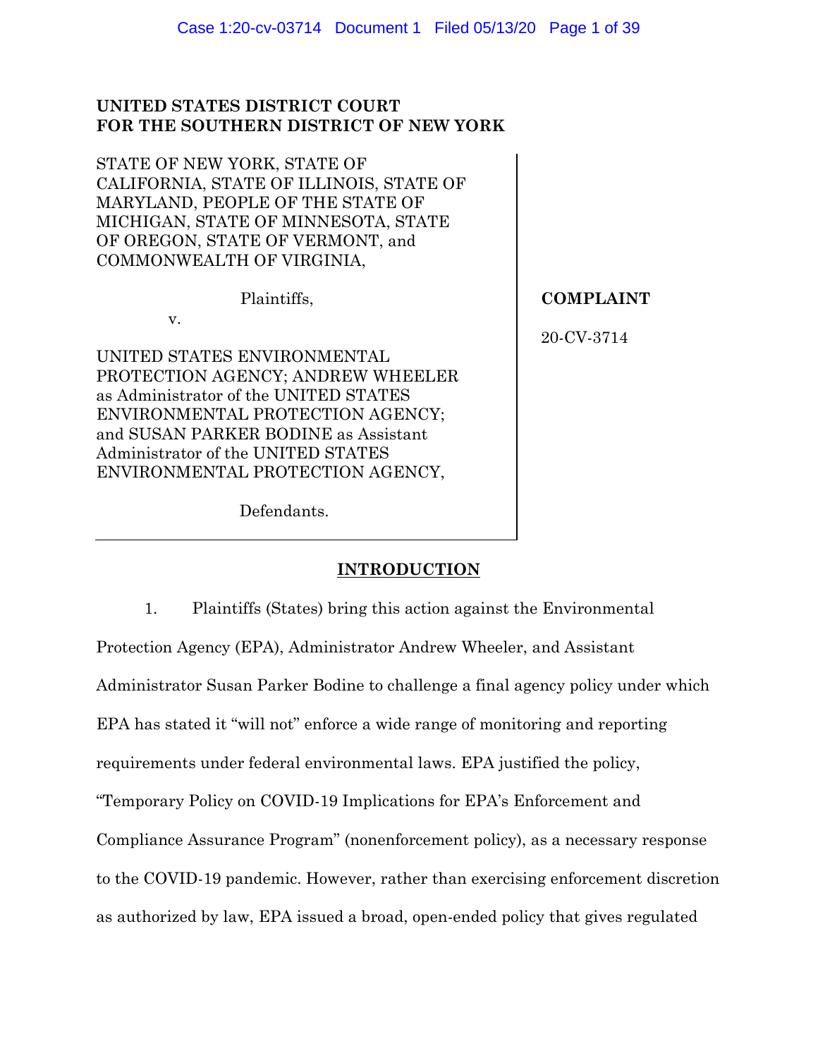**UNITED STATES DISTRICT COURT**
**FOR THE SOUTHERN DISTRICT OF NEW YORK**

STATE OF NEW YORK, STATE OF CALIFORNIA, STATE OF ILLINOIS, STATE OF MARYLAND, PEOPLE OF THE STATE OF MICHIGAN, STATE OF MINNESOTA, STATE OF OREGON, STATE OF VERMONT, and COMMONWEALTH OF VIRGINIA,

Plaintiffs,

v.

UNITED STATES ENVIRONMENTAL PROTECTION AGENCY; ANDREW WHEELER as Administrator of the UNITED STATES ENVIRONMENTAL PROTECTION AGENCY; and SUSAN PARKER BODINE as Assistant Administrator of the UNITED STATES ENVIRONMENTAL PROTECTION AGENCY,

Defendants.

**COMPLAINT**

20-CV-3714

## INTRODUCTION

1. Plaintiffs (States) bring this action against the Environmental Protection Agency (EPA), Administrator Andrew Wheeler, and Assistant Administrator Susan Parker Bodine to challenge a final agency policy under which EPA has stated it "will not" enforce a wide range of monitoring and reporting requirements under federal environmental laws. EPA justified the policy, "Temporary Policy on COVID-19 Implications for EPA's Enforcement and Compliance Assurance Program" (nonenforcement policy), as a necessary response to the COVID-19 pandemic. However, rather than exercising enforcement discretion as authorized by law, EPA issued a broad, open-ended policy that gives regulated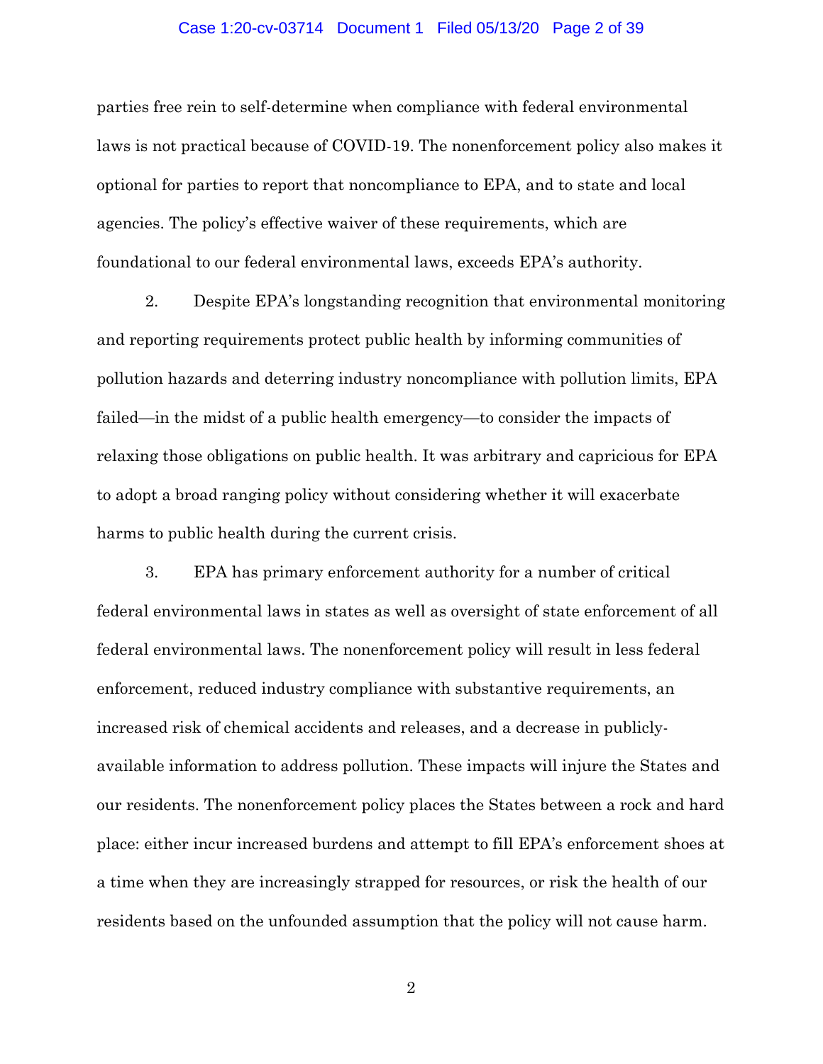parties free rein to self-determine when compliance with federal environmental laws is not practical because of COVID-19. The nonenforcement policy also makes it optional for parties to report that noncompliance to EPA, and to state and local agencies. The policy's effective waiver of these requirements, which are foundational to our federal environmental laws, exceeds EPA's authority.

2. Despite EPA's longstanding recognition that environmental monitoring and reporting requirements protect public health by informing communities of pollution hazards and deterring industry noncompliance with pollution limits, EPA failed—in the midst of a public health emergency—to consider the impacts of relaxing those obligations on public health. It was arbitrary and capricious for EPA to adopt a broad ranging policy without considering whether it will exacerbate harms to public health during the current crisis.

3. EPA has primary enforcement authority for a number of critical federal environmental laws in states as well as oversight of state enforcement of all federal environmental laws. The nonenforcement policy will result in less federal enforcement, reduced industry compliance with substantive requirements, an increased risk of chemical accidents and releases, and a decrease in publicly-available information to address pollution. These impacts will injure the States and our residents. The nonenforcement policy places the States between a rock and hard place: either incur increased burdens and attempt to fill EPA's enforcement shoes at a time when they are increasingly strapped for resources, or risk the health of our residents based on the unfounded assumption that the policy will not cause harm.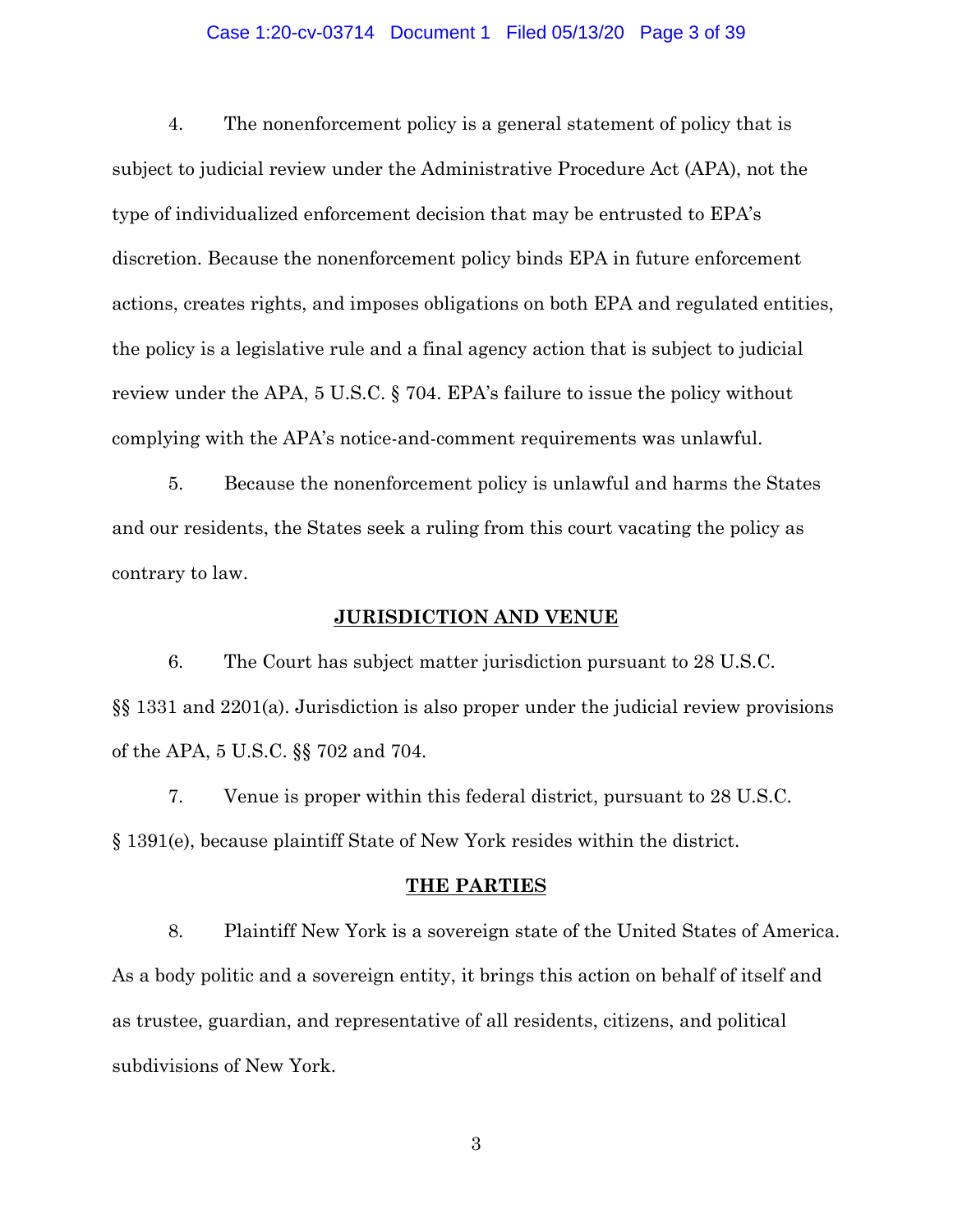4. The nonenforcement policy is a general statement of policy that is subject to judicial review under the Administrative Procedure Act (APA), not the type of individualized enforcement decision that may be entrusted to EPA's discretion. Because the nonenforcement policy binds EPA in future enforcement actions, creates rights, and imposes obligations on both EPA and regulated entities, the policy is a legislative rule and a final agency action that is subject to judicial review under the APA, 5 U.S.C. § 704. EPA's failure to issue the policy without complying with the APA's notice-and-comment requirements was unlawful.

5. Because the nonenforcement policy is unlawful and harms the States and our residents, the States seek a ruling from this court vacating the policy as contrary to law.

## JURISDICTION AND VENUE

6. The Court has subject matter jurisdiction pursuant to 28 U.S.C. §§ 1331 and 2201(a). Jurisdiction is also proper under the judicial review provisions of the APA, 5 U.S.C. §§ 702 and 704.

7. Venue is proper within this federal district, pursuant to 28 U.S.C. § 1391(e), because plaintiff State of New York resides within the district.

## THE PARTIES

8. Plaintiff New York is a sovereign state of the United States of America. As a body politic and a sovereign entity, it brings this action on behalf of itself and as trustee, guardian, and representative of all residents, citizens, and political subdivisions of New York.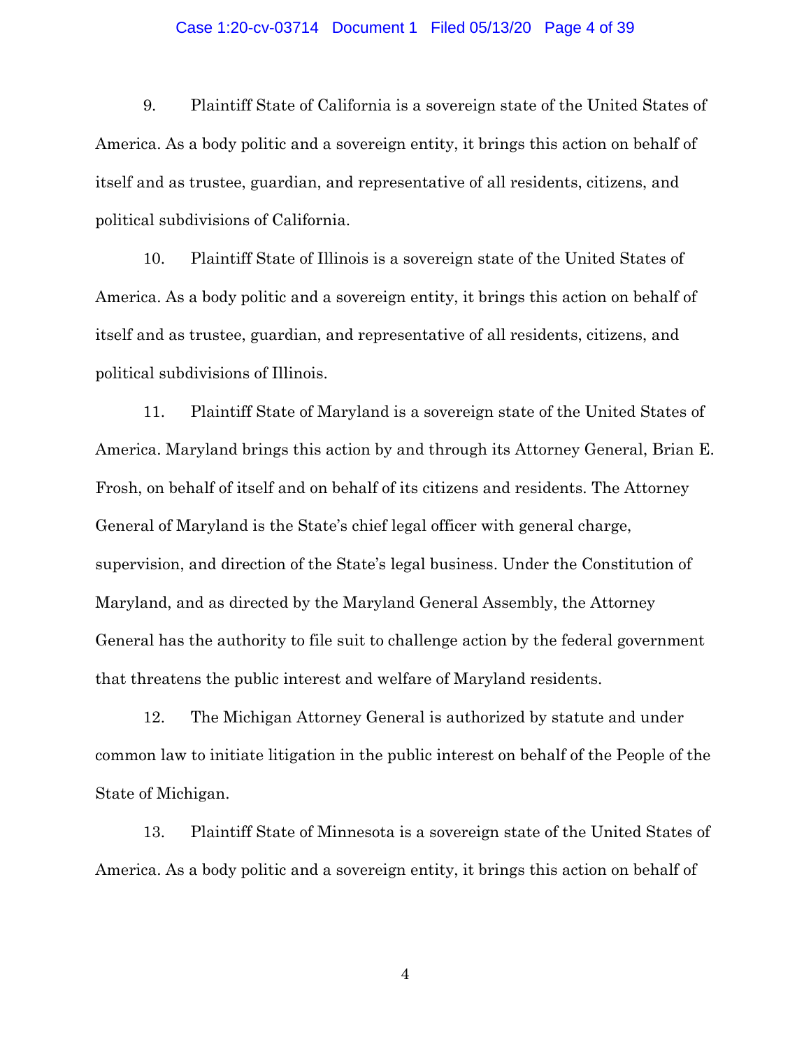9. Plaintiff State of California is a sovereign state of the United States of America. As a body politic and a sovereign entity, it brings this action on behalf of itself and as trustee, guardian, and representative of all residents, citizens, and political subdivisions of California.

10. Plaintiff State of Illinois is a sovereign state of the United States of America. As a body politic and a sovereign entity, it brings this action on behalf of itself and as trustee, guardian, and representative of all residents, citizens, and political subdivisions of Illinois.

11. Plaintiff State of Maryland is a sovereign state of the United States of America. Maryland brings this action by and through its Attorney General, Brian E. Frosh, on behalf of itself and on behalf of its citizens and residents. The Attorney General of Maryland is the State's chief legal officer with general charge, supervision, and direction of the State's legal business. Under the Constitution of Maryland, and as directed by the Maryland General Assembly, the Attorney General has the authority to file suit to challenge action by the federal government that threatens the public interest and welfare of Maryland residents.

12. The Michigan Attorney General is authorized by statute and under common law to initiate litigation in the public interest on behalf of the People of the State of Michigan.

13. Plaintiff State of Minnesota is a sovereign state of the United States of America. As a body politic and a sovereign entity, it brings this action on behalf of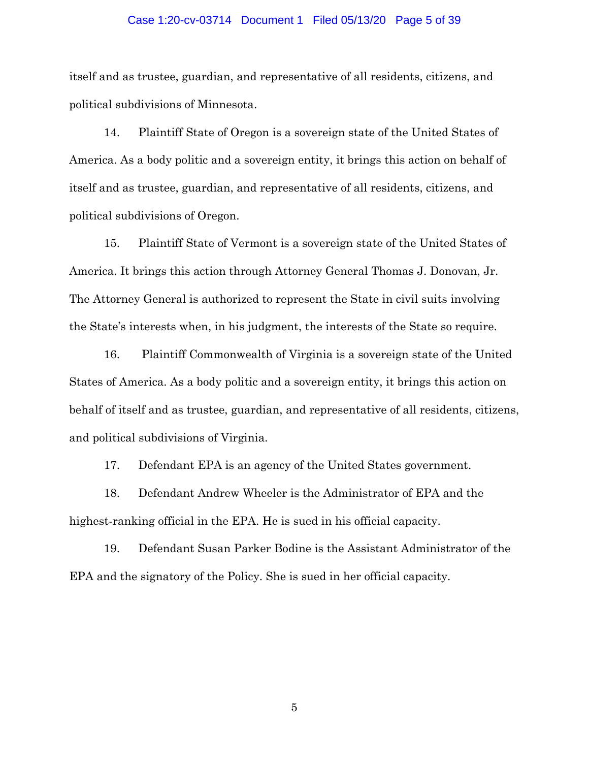itself and as trustee, guardian, and representative of all residents, citizens, and political subdivisions of Minnesota.

14. Plaintiff State of Oregon is a sovereign state of the United States of America. As a body politic and a sovereign entity, it brings this action on behalf of itself and as trustee, guardian, and representative of all residents, citizens, and political subdivisions of Oregon.

15. Plaintiff State of Vermont is a sovereign state of the United States of America. It brings this action through Attorney General Thomas J. Donovan, Jr. The Attorney General is authorized to represent the State in civil suits involving the State's interests when, in his judgment, the interests of the State so require.

16. Plaintiff Commonwealth of Virginia is a sovereign state of the United States of America. As a body politic and a sovereign entity, it brings this action on behalf of itself and as trustee, guardian, and representative of all residents, citizens, and political subdivisions of Virginia.

17. Defendant EPA is an agency of the United States government.

18. Defendant Andrew Wheeler is the Administrator of EPA and the highest-ranking official in the EPA. He is sued in his official capacity.

19. Defendant Susan Parker Bodine is the Assistant Administrator of the EPA and the signatory of the Policy. She is sued in her official capacity.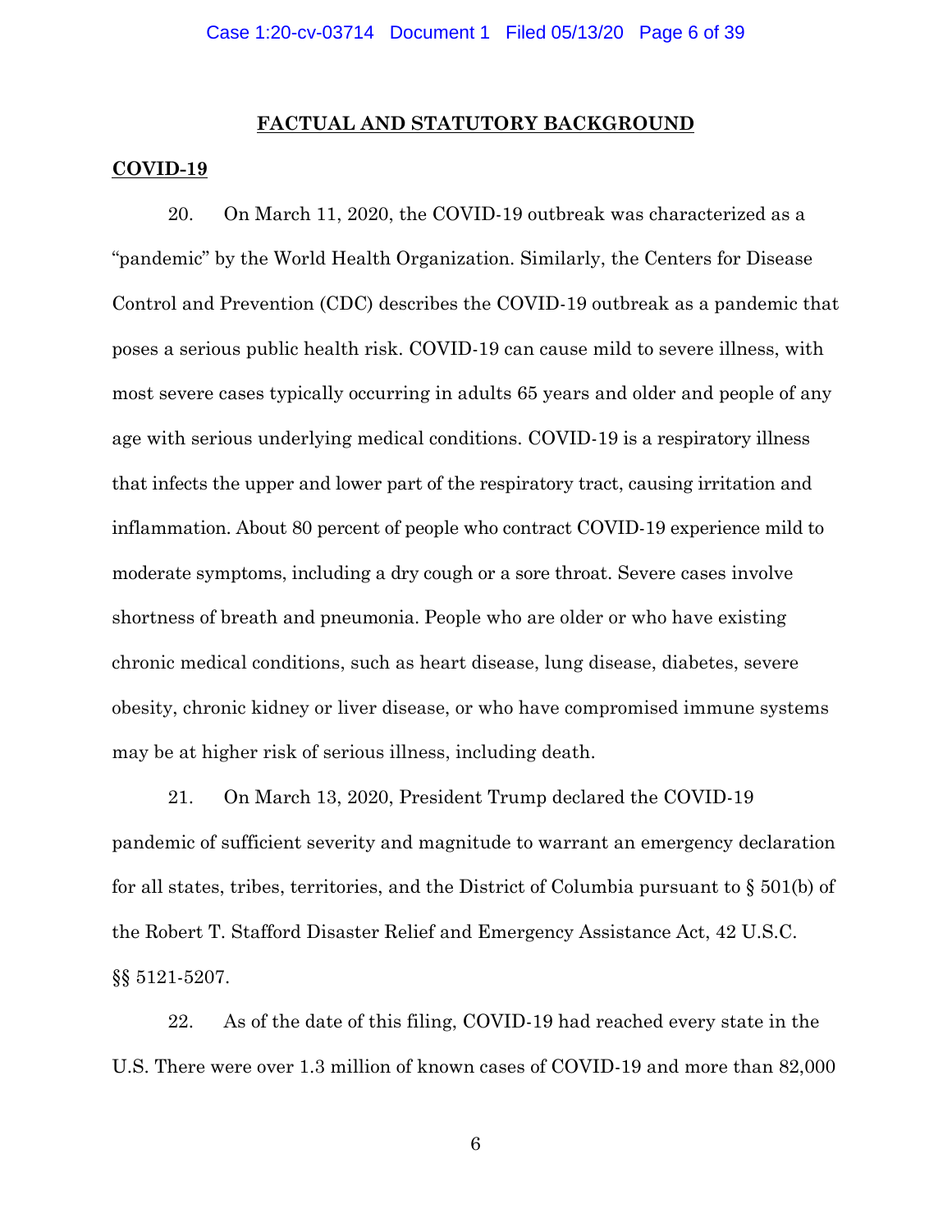## FACTUAL AND STATUTORY BACKGROUND

### COVID-19

20. On March 11, 2020, the COVID-19 outbreak was characterized as a "pandemic" by the World Health Organization. Similarly, the Centers for Disease Control and Prevention (CDC) describes the COVID-19 outbreak as a pandemic that poses a serious public health risk. COVID-19 can cause mild to severe illness, with most severe cases typically occurring in adults 65 years and older and people of any age with serious underlying medical conditions. COVID-19 is a respiratory illness that infects the upper and lower part of the respiratory tract, causing irritation and inflammation. About 80 percent of people who contract COVID-19 experience mild to moderate symptoms, including a dry cough or a sore throat. Severe cases involve shortness of breath and pneumonia. People who are older or who have existing chronic medical conditions, such as heart disease, lung disease, diabetes, severe obesity, chronic kidney or liver disease, or who have compromised immune systems may be at higher risk of serious illness, including death.

21. On March 13, 2020, President Trump declared the COVID-19 pandemic of sufficient severity and magnitude to warrant an emergency declaration for all states, tribes, territories, and the District of Columbia pursuant to § 501(b) of the Robert T. Stafford Disaster Relief and Emergency Assistance Act, 42 U.S.C. §§ 5121-5207.

22. As of the date of this filing, COVID-19 had reached every state in the U.S. There were over 1.3 million of known cases of COVID-19 and more than 82,000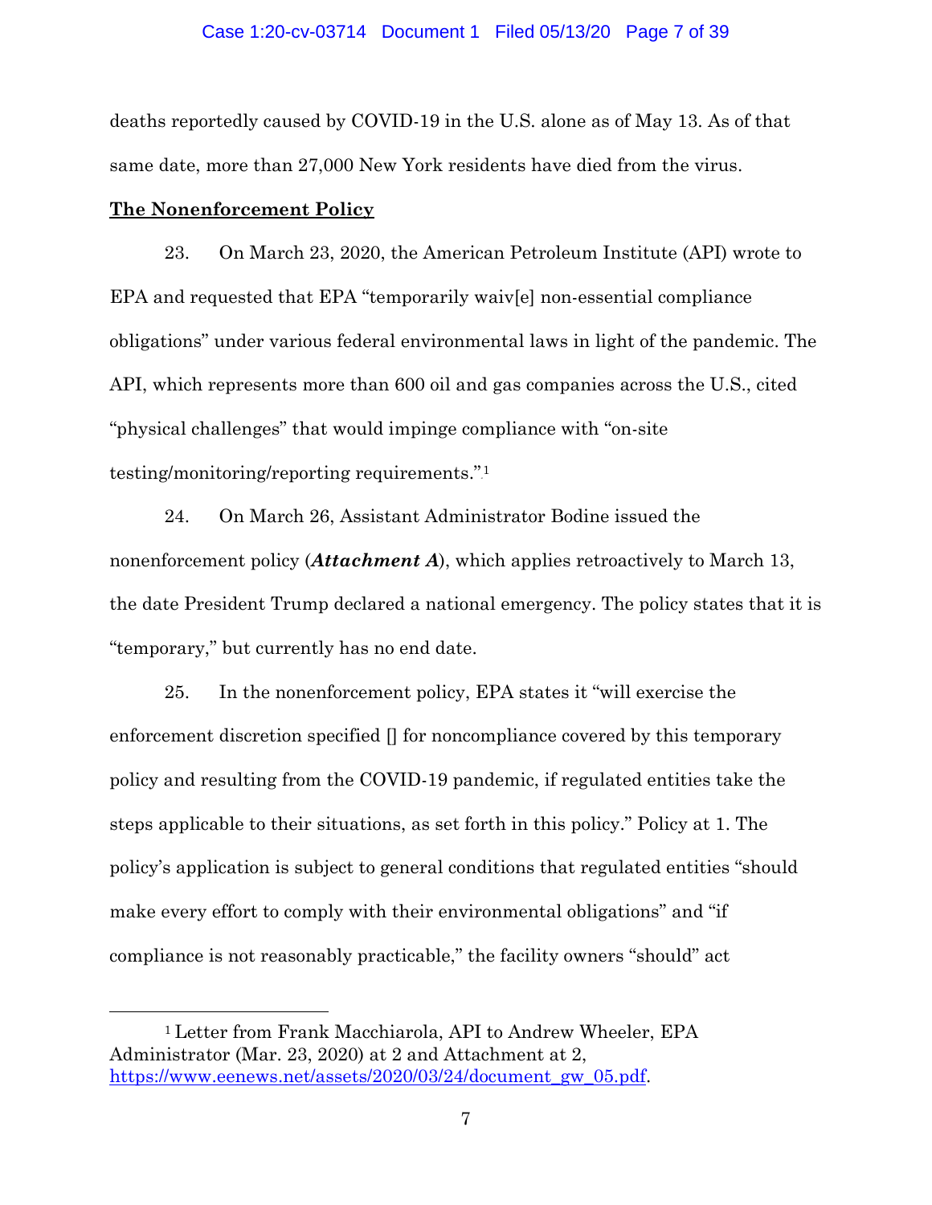deaths reportedly caused by COVID-19 in the U.S. alone as of May 13. As of that same date, more than 27,000 New York residents have died from the virus.

**The Nonenforcement Policy**

23. On March 23, 2020, the American Petroleum Institute (API) wrote to EPA and requested that EPA "temporarily waiv[e] non-essential compliance obligations" under various federal environmental laws in light of the pandemic. The API, which represents more than 600 oil and gas companies across the U.S., cited "physical challenges" that would impinge compliance with "on-site testing/monitoring/reporting requirements."[1]

24. On March 26, Assistant Administrator Bodine issued the nonenforcement policy (***Attachment A***), which applies retroactively to March 13, the date President Trump declared a national emergency. The policy states that it is "temporary," but currently has no end date.

25. In the nonenforcement policy, EPA states it "will exercise the enforcement discretion specified [] for noncompliance covered by this temporary policy and resulting from the COVID-19 pandemic, if regulated entities take the steps applicable to their situations, as set forth in this policy." Policy at 1. The policy's application is subject to general conditions that regulated entities "should make every effort to comply with their environmental obligations" and "if compliance is not reasonably practicable," the facility owners "should" act

---

[1] Letter from Frank Macchiarola, API to Andrew Wheeler, EPA Administrator (Mar. 23, 2020) at 2 and Attachment at 2, https://www.eenews.net/assets/2020/03/24/document_gw_05.pdf.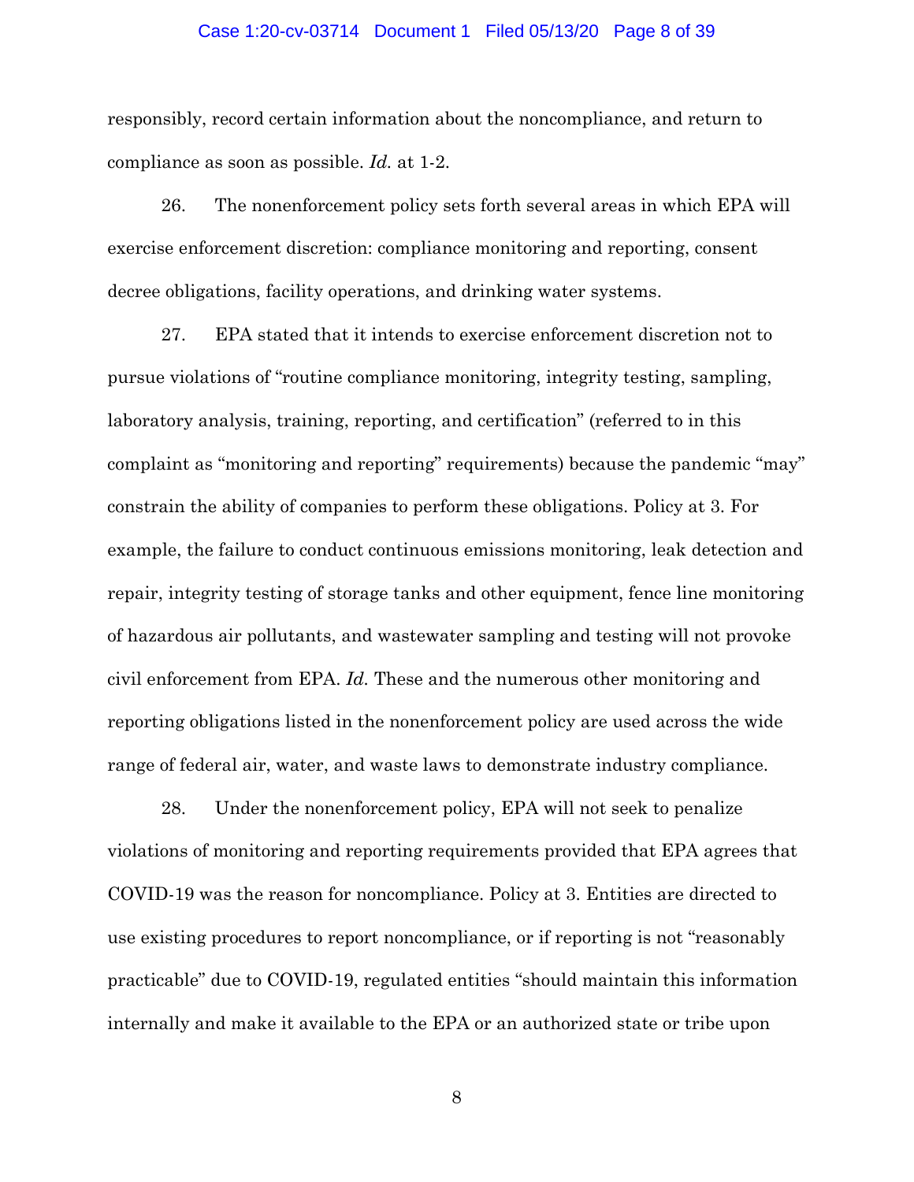responsibly, record certain information about the noncompliance, and return to compliance as soon as possible. *Id.* at 1-2.

26. The nonenforcement policy sets forth several areas in which EPA will exercise enforcement discretion: compliance monitoring and reporting, consent decree obligations, facility operations, and drinking water systems.

27. EPA stated that it intends to exercise enforcement discretion not to pursue violations of "routine compliance monitoring, integrity testing, sampling, laboratory analysis, training, reporting, and certification" (referred to in this complaint as "monitoring and reporting" requirements) because the pandemic "may" constrain the ability of companies to perform these obligations. Policy at 3. For example, the failure to conduct continuous emissions monitoring, leak detection and repair, integrity testing of storage tanks and other equipment, fence line monitoring of hazardous air pollutants, and wastewater sampling and testing will not provoke civil enforcement from EPA. *Id.* These and the numerous other monitoring and reporting obligations listed in the nonenforcement policy are used across the wide range of federal air, water, and waste laws to demonstrate industry compliance.

28. Under the nonenforcement policy, EPA will not seek to penalize violations of monitoring and reporting requirements provided that EPA agrees that COVID-19 was the reason for noncompliance. Policy at 3. Entities are directed to use existing procedures to report noncompliance, or if reporting is not "reasonably practicable" due to COVID-19, regulated entities "should maintain this information internally and make it available to the EPA or an authorized state or tribe upon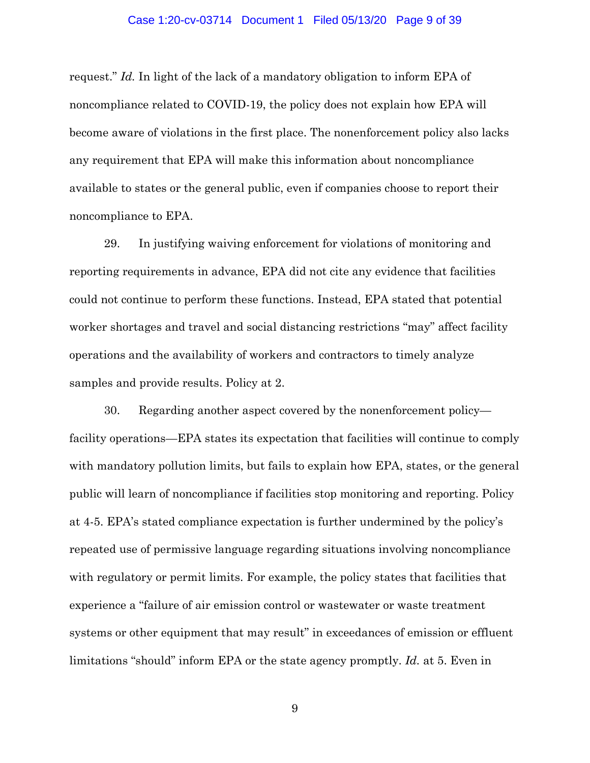request." *Id.* In light of the lack of a mandatory obligation to inform EPA of noncompliance related to COVID-19, the policy does not explain how EPA will become aware of violations in the first place. The nonenforcement policy also lacks any requirement that EPA will make this information about noncompliance available to states or the general public, even if companies choose to report their noncompliance to EPA.

29. In justifying waiving enforcement for violations of monitoring and reporting requirements in advance, EPA did not cite any evidence that facilities could not continue to perform these functions. Instead, EPA stated that potential worker shortages and travel and social distancing restrictions "may" affect facility operations and the availability of workers and contractors to timely analyze samples and provide results. Policy at 2.

30. Regarding another aspect covered by the nonenforcement policy—facility operations—EPA states its expectation that facilities will continue to comply with mandatory pollution limits, but fails to explain how EPA, states, or the general public will learn of noncompliance if facilities stop monitoring and reporting. Policy at 4-5. EPA's stated compliance expectation is further undermined by the policy's repeated use of permissive language regarding situations involving noncompliance with regulatory or permit limits. For example, the policy states that facilities that experience a "failure of air emission control or wastewater or waste treatment systems or other equipment that may result" in exceedances of emission or effluent limitations "should" inform EPA or the state agency promptly. *Id.* at 5. Even in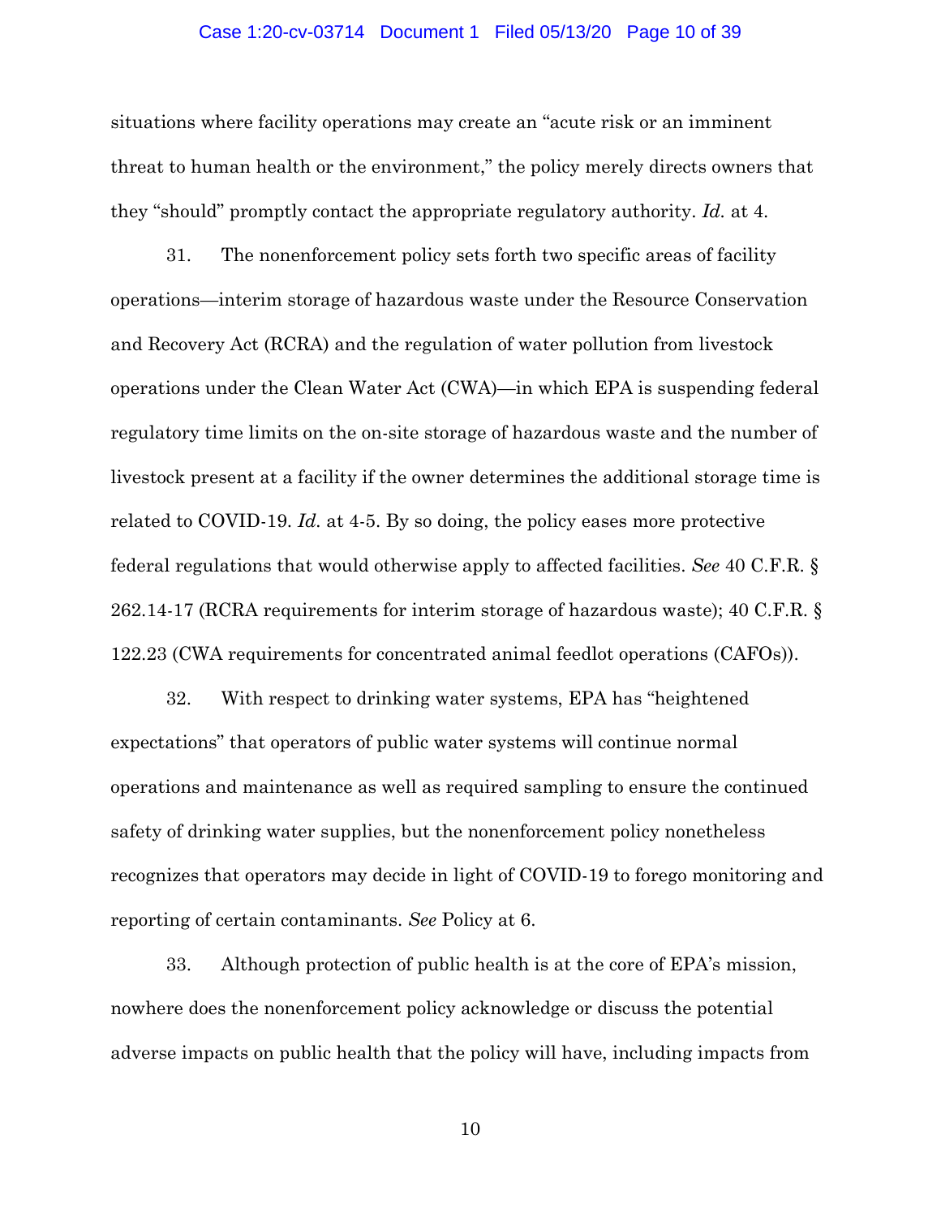situations where facility operations may create an "acute risk or an imminent threat to human health or the environment," the policy merely directs owners that they "should" promptly contact the appropriate regulatory authority. *Id.* at 4.

31. The nonenforcement policy sets forth two specific areas of facility operations—interim storage of hazardous waste under the Resource Conservation and Recovery Act (RCRA) and the regulation of water pollution from livestock operations under the Clean Water Act (CWA)—in which EPA is suspending federal regulatory time limits on the on-site storage of hazardous waste and the number of livestock present at a facility if the owner determines the additional storage time is related to COVID-19. *Id.* at 4-5. By so doing, the policy eases more protective federal regulations that would otherwise apply to affected facilities. *See* 40 C.F.R. § 262.14-17 (RCRA requirements for interim storage of hazardous waste); 40 C.F.R. § 122.23 (CWA requirements for concentrated animal feedlot operations (CAFOs)).

32. With respect to drinking water systems, EPA has "heightened expectations" that operators of public water systems will continue normal operations and maintenance as well as required sampling to ensure the continued safety of drinking water supplies, but the nonenforcement policy nonetheless recognizes that operators may decide in light of COVID-19 to forego monitoring and reporting of certain contaminants. *See* Policy at 6.

33. Although protection of public health is at the core of EPA's mission, nowhere does the nonenforcement policy acknowledge or discuss the potential adverse impacts on public health that the policy will have, including impacts from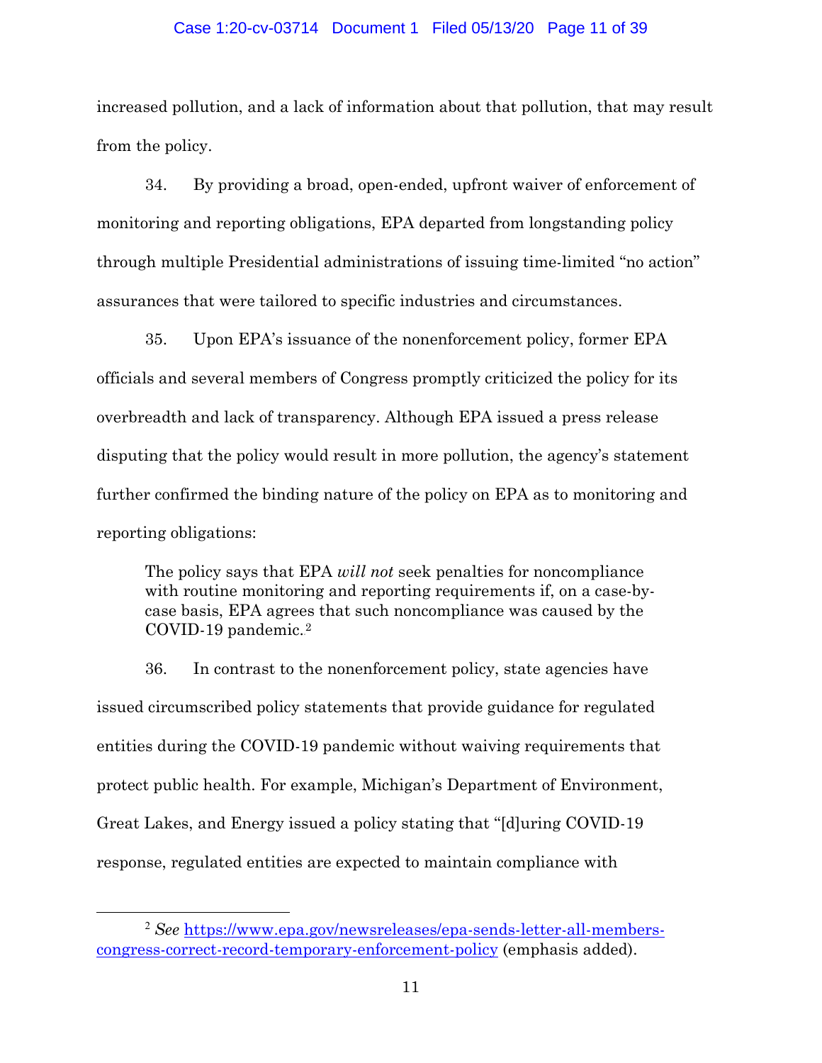increased pollution, and a lack of information about that pollution, that may result from the policy.

34. By providing a broad, open-ended, upfront waiver of enforcement of monitoring and reporting obligations, EPA departed from longstanding policy through multiple Presidential administrations of issuing time-limited "no action" assurances that were tailored to specific industries and circumstances.

35. Upon EPA's issuance of the nonenforcement policy, former EPA officials and several members of Congress promptly criticized the policy for its overbreadth and lack of transparency. Although EPA issued a press release disputing that the policy would result in more pollution, the agency's statement further confirmed the binding nature of the policy on EPA as to monitoring and reporting obligations:

> The policy says that EPA *will not* seek penalties for noncompliance with routine monitoring and reporting requirements if, on a case-by-case basis, EPA agrees that such noncompliance was caused by the COVID-19 pandemic.[2]

36. In contrast to the nonenforcement policy, state agencies have issued circumscribed policy statements that provide guidance for regulated entities during the COVID-19 pandemic without waiving requirements that protect public health. For example, Michigan's Department of Environment, Great Lakes, and Energy issued a policy stating that "[d]uring COVID-19 response, regulated entities are expected to maintain compliance with

---

[2] *See* https://www.epa.gov/newsreleases/epa-sends-letter-all-members-congress-correct-record-temporary-enforcement-policy (emphasis added).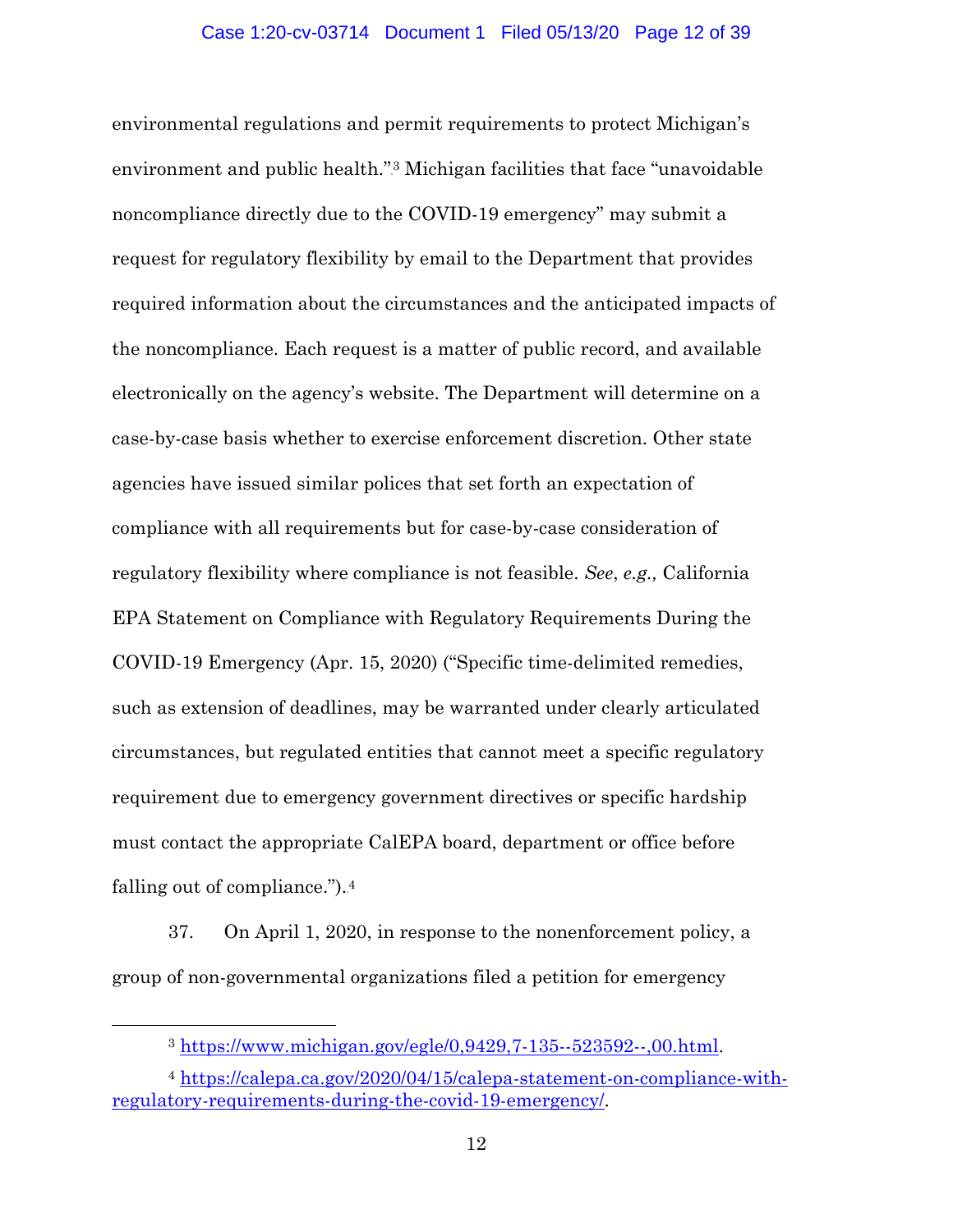environmental regulations and permit requirements to protect Michigan's environment and public health."[3] Michigan facilities that face "unavoidable noncompliance directly due to the COVID-19 emergency" may submit a request for regulatory flexibility by email to the Department that provides required information about the circumstances and the anticipated impacts of the noncompliance. Each request is a matter of public record, and available electronically on the agency's website. The Department will determine on a case-by-case basis whether to exercise enforcement discretion. Other state agencies have issued similar polices that set forth an expectation of compliance with all requirements but for case-by-case consideration of regulatory flexibility where compliance is not feasible. *See*, *e.g.,* California EPA Statement on Compliance with Regulatory Requirements During the COVID-19 Emergency (Apr. 15, 2020) ("Specific time-delimited remedies, such as extension of deadlines, may be warranted under clearly articulated circumstances, but regulated entities that cannot meet a specific regulatory requirement due to emergency government directives or specific hardship must contact the appropriate CalEPA board, department or office before falling out of compliance.").[4]

37. On April 1, 2020, in response to the nonenforcement policy, a group of non-governmental organizations filed a petition for emergency

---

[3] https://www.michigan.gov/egle/0,9429,7-135--523592--,00.html.

[4] https://calepa.ca.gov/2020/04/15/calepa-statement-on-compliance-with-regulatory-requirements-during-the-covid-19-emergency/.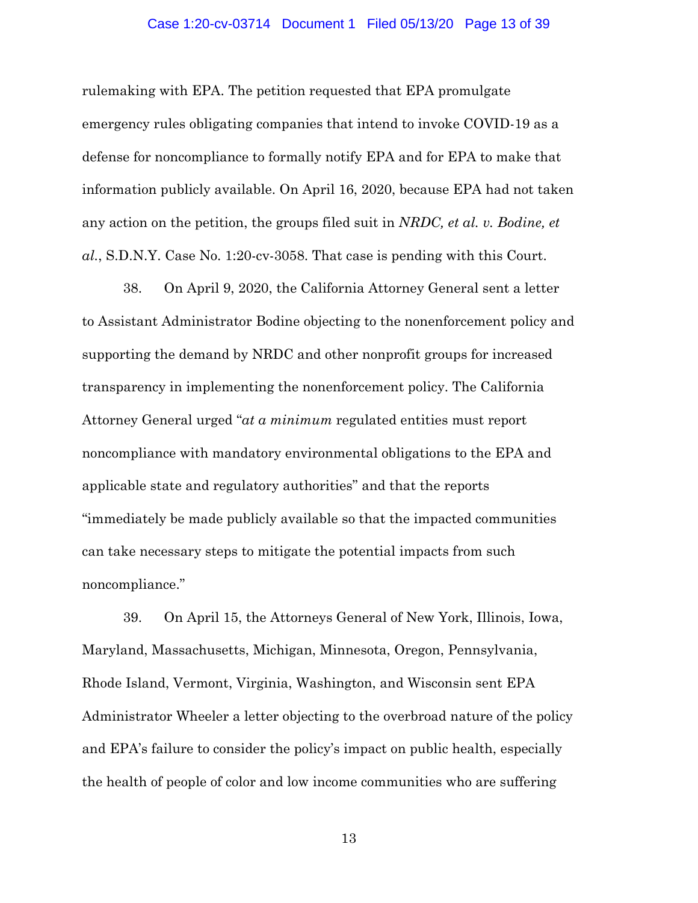rulemaking with EPA. The petition requested that EPA promulgate emergency rules obligating companies that intend to invoke COVID-19 as a defense for noncompliance to formally notify EPA and for EPA to make that information publicly available. On April 16, 2020, because EPA had not taken any action on the petition, the groups filed suit in *NRDC, et al. v. Bodine, et al.*, S.D.N.Y. Case No. 1:20-cv-3058. That case is pending with this Court.

38. On April 9, 2020, the California Attorney General sent a letter to Assistant Administrator Bodine objecting to the nonenforcement policy and supporting the demand by NRDC and other nonprofit groups for increased transparency in implementing the nonenforcement policy. The California Attorney General urged "*at a minimum* regulated entities must report noncompliance with mandatory environmental obligations to the EPA and applicable state and regulatory authorities" and that the reports "immediately be made publicly available so that the impacted communities can take necessary steps to mitigate the potential impacts from such noncompliance."

39. On April 15, the Attorneys General of New York, Illinois, Iowa, Maryland, Massachusetts, Michigan, Minnesota, Oregon, Pennsylvania, Rhode Island, Vermont, Virginia, Washington, and Wisconsin sent EPA Administrator Wheeler a letter objecting to the overbroad nature of the policy and EPA's failure to consider the policy's impact on public health, especially the health of people of color and low income communities who are suffering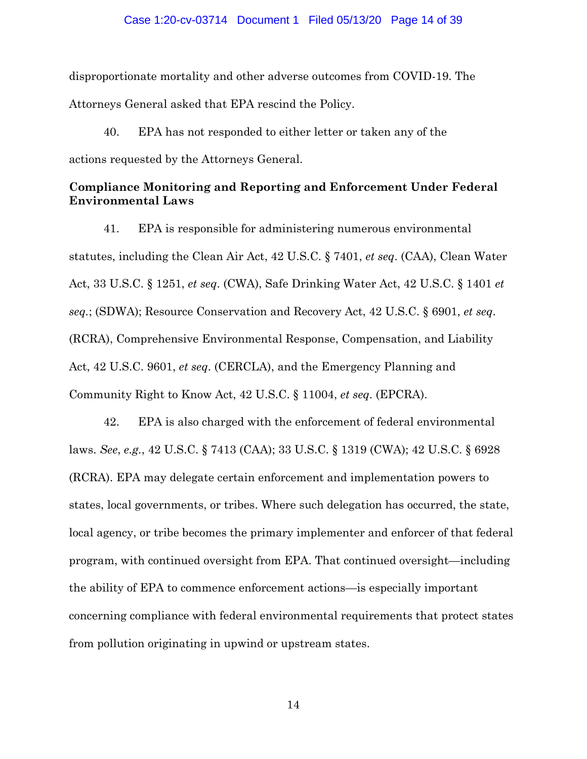disproportionate mortality and other adverse outcomes from COVID-19. The Attorneys General asked that EPA rescind the Policy.

40. EPA has not responded to either letter or taken any of the actions requested by the Attorneys General.

**Compliance Monitoring and Reporting and Enforcement Under Federal Environmental Laws**

41. EPA is responsible for administering numerous environmental statutes, including the Clean Air Act, 42 U.S.C. § 7401, *et seq*. (CAA), Clean Water Act, 33 U.S.C. § 1251, *et seq*. (CWA), Safe Drinking Water Act, 42 U.S.C. § 1401 *et seq*.; (SDWA); Resource Conservation and Recovery Act, 42 U.S.C. § 6901, *et seq*. (RCRA), Comprehensive Environmental Response, Compensation, and Liability Act, 42 U.S.C. 9601, *et seq*. (CERCLA), and the Emergency Planning and Community Right to Know Act, 42 U.S.C. § 11004, *et seq*. (EPCRA).

42. EPA is also charged with the enforcement of federal environmental laws. *See*, *e.g.*, 42 U.S.C. § 7413 (CAA); 33 U.S.C. § 1319 (CWA); 42 U.S.C. § 6928 (RCRA). EPA may delegate certain enforcement and implementation powers to states, local governments, or tribes. Where such delegation has occurred, the state, local agency, or tribe becomes the primary implementer and enforcer of that federal program, with continued oversight from EPA. That continued oversight—including the ability of EPA to commence enforcement actions—is especially important concerning compliance with federal environmental requirements that protect states from pollution originating in upwind or upstream states.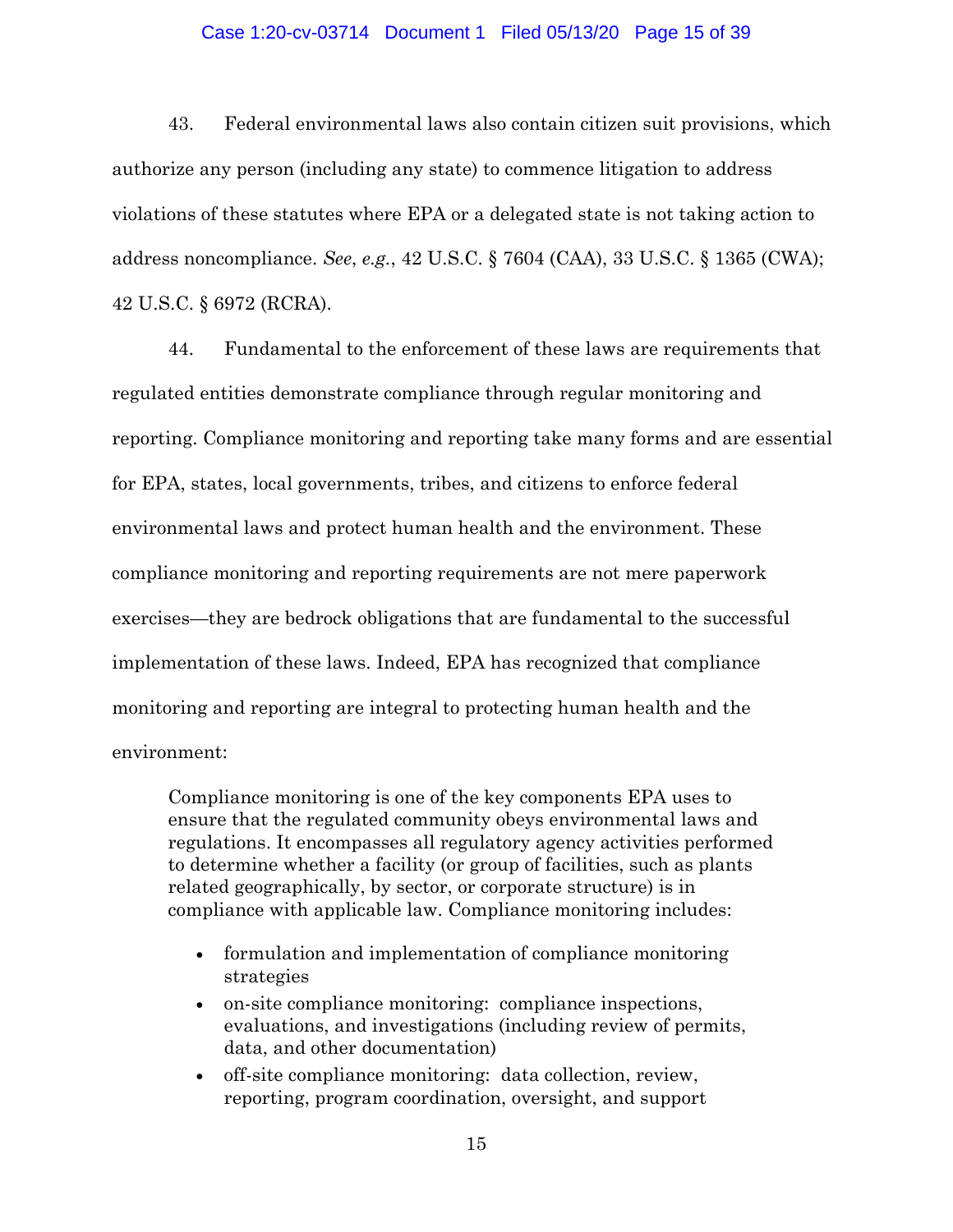43. Federal environmental laws also contain citizen suit provisions, which authorize any person (including any state) to commence litigation to address violations of these statutes where EPA or a delegated state is not taking action to address noncompliance. *See*, *e.g.*, 42 U.S.C. § 7604 (CAA), 33 U.S.C. § 1365 (CWA); 42 U.S.C. § 6972 (RCRA).

44. Fundamental to the enforcement of these laws are requirements that regulated entities demonstrate compliance through regular monitoring and reporting. Compliance monitoring and reporting take many forms and are essential for EPA, states, local governments, tribes, and citizens to enforce federal environmental laws and protect human health and the environment. These compliance monitoring and reporting requirements are not mere paperwork exercises—they are bedrock obligations that are fundamental to the successful implementation of these laws. Indeed, EPA has recognized that compliance monitoring and reporting are integral to protecting human health and the environment:

> Compliance monitoring is one of the key components EPA uses to ensure that the regulated community obeys environmental laws and regulations. It encompasses all regulatory agency activities performed to determine whether a facility (or group of facilities, such as plants related geographically, by sector, or corporate structure) is in compliance with applicable law. Compliance monitoring includes:
>
> - formulation and implementation of compliance monitoring strategies
> - on-site compliance monitoring: compliance inspections, evaluations, and investigations (including review of permits, data, and other documentation)
> - off-site compliance monitoring: data collection, review, reporting, program coordination, oversight, and support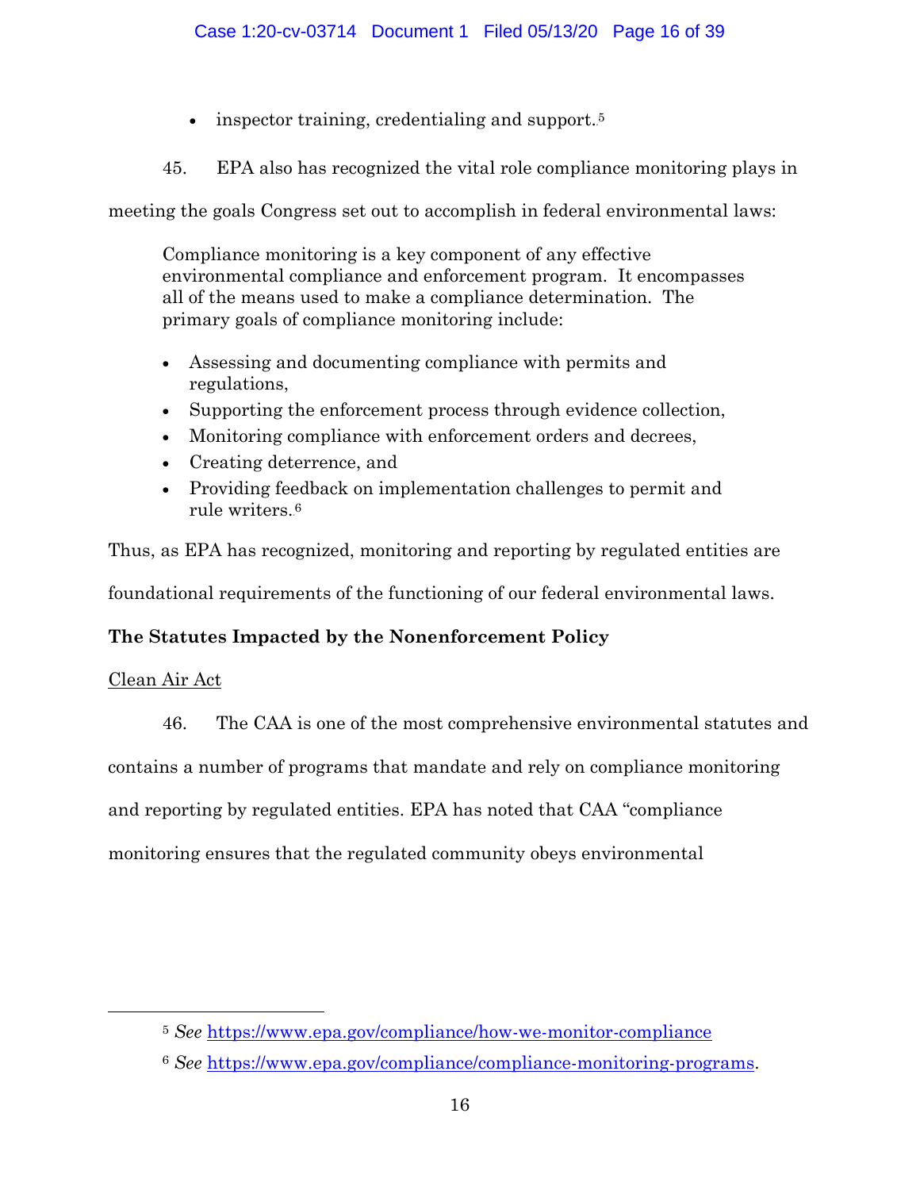- inspector training, credentialing and support.[5]

45. EPA also has recognized the vital role compliance monitoring plays in meeting the goals Congress set out to accomplish in federal environmental laws:

> Compliance monitoring is a key component of any effective environmental compliance and enforcement program. It encompasses all of the means used to make a compliance determination. The primary goals of compliance monitoring include:
>
> - Assessing and documenting compliance with permits and regulations,
> - Supporting the enforcement process through evidence collection,
> - Monitoring compliance with enforcement orders and decrees,
> - Creating deterrence, and
> - Providing feedback on implementation challenges to permit and rule writers.[6]

Thus, as EPA has recognized, monitoring and reporting by regulated entities are foundational requirements of the functioning of our federal environmental laws.

**The Statutes Impacted by the Nonenforcement Policy**

Clean Air Act

46. The CAA is one of the most comprehensive environmental statutes and contains a number of programs that mandate and rely on compliance monitoring and reporting by regulated entities. EPA has noted that CAA "compliance monitoring ensures that the regulated community obeys environmental

---

[5] *See* https://www.epa.gov/compliance/how-we-monitor-compliance

[6] *See* https://www.epa.gov/compliance/compliance-monitoring-programs.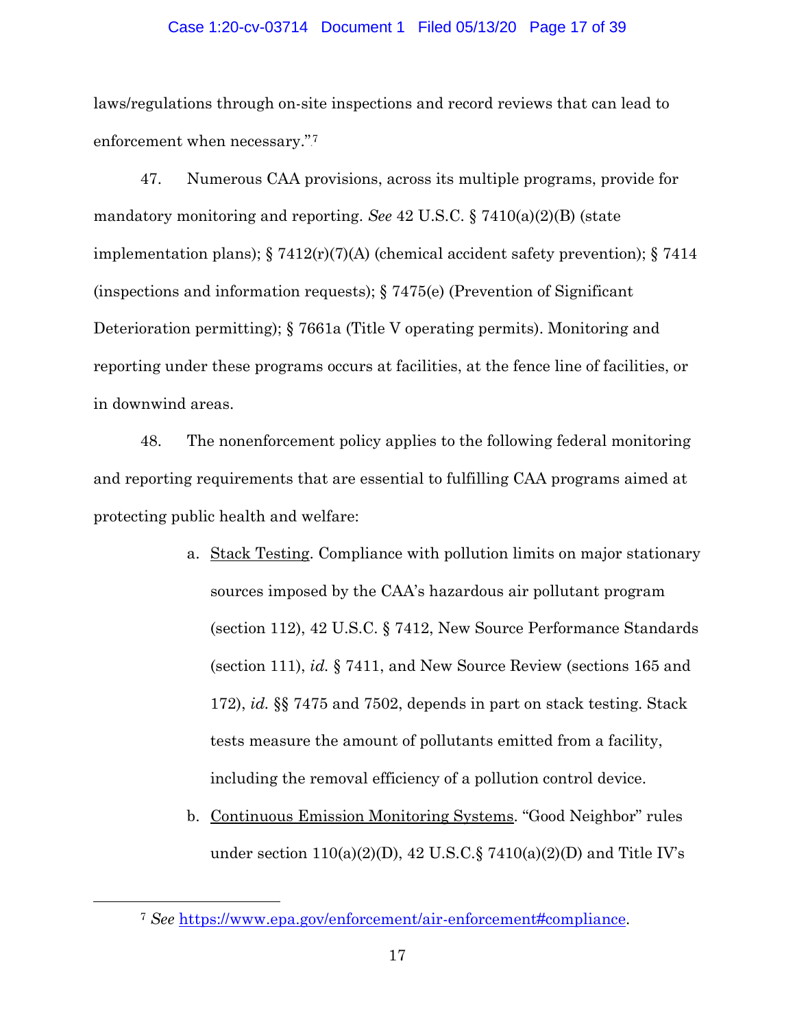laws/regulations through on-site inspections and record reviews that can lead to enforcement when necessary."[7]

47. Numerous CAA provisions, across its multiple programs, provide for mandatory monitoring and reporting. *See* 42 U.S.C. § 7410(a)(2)(B) (state implementation plans); § 7412(r)(7)(A) (chemical accident safety prevention); § 7414 (inspections and information requests); § 7475(e) (Prevention of Significant Deterioration permitting); § 7661a (Title V operating permits). Monitoring and reporting under these programs occurs at facilities, at the fence line of facilities, or in downwind areas.

48. The nonenforcement policy applies to the following federal monitoring and reporting requirements that are essential to fulfilling CAA programs aimed at protecting public health and welfare:

a. Stack Testing. Compliance with pollution limits on major stationary sources imposed by the CAA's hazardous air pollutant program (section 112), 42 U.S.C. § 7412, New Source Performance Standards (section 111), *id.* § 7411, and New Source Review (sections 165 and 172), *id.* §§ 7475 and 7502, depends in part on stack testing. Stack tests measure the amount of pollutants emitted from a facility, including the removal efficiency of a pollution control device.

b. Continuous Emission Monitoring Systems. "Good Neighbor" rules under section 110(a)(2)(D), 42 U.S.C.§ 7410(a)(2)(D) and Title IV's

---

[7] *See* https://www.epa.gov/enforcement/air-enforcement#compliance.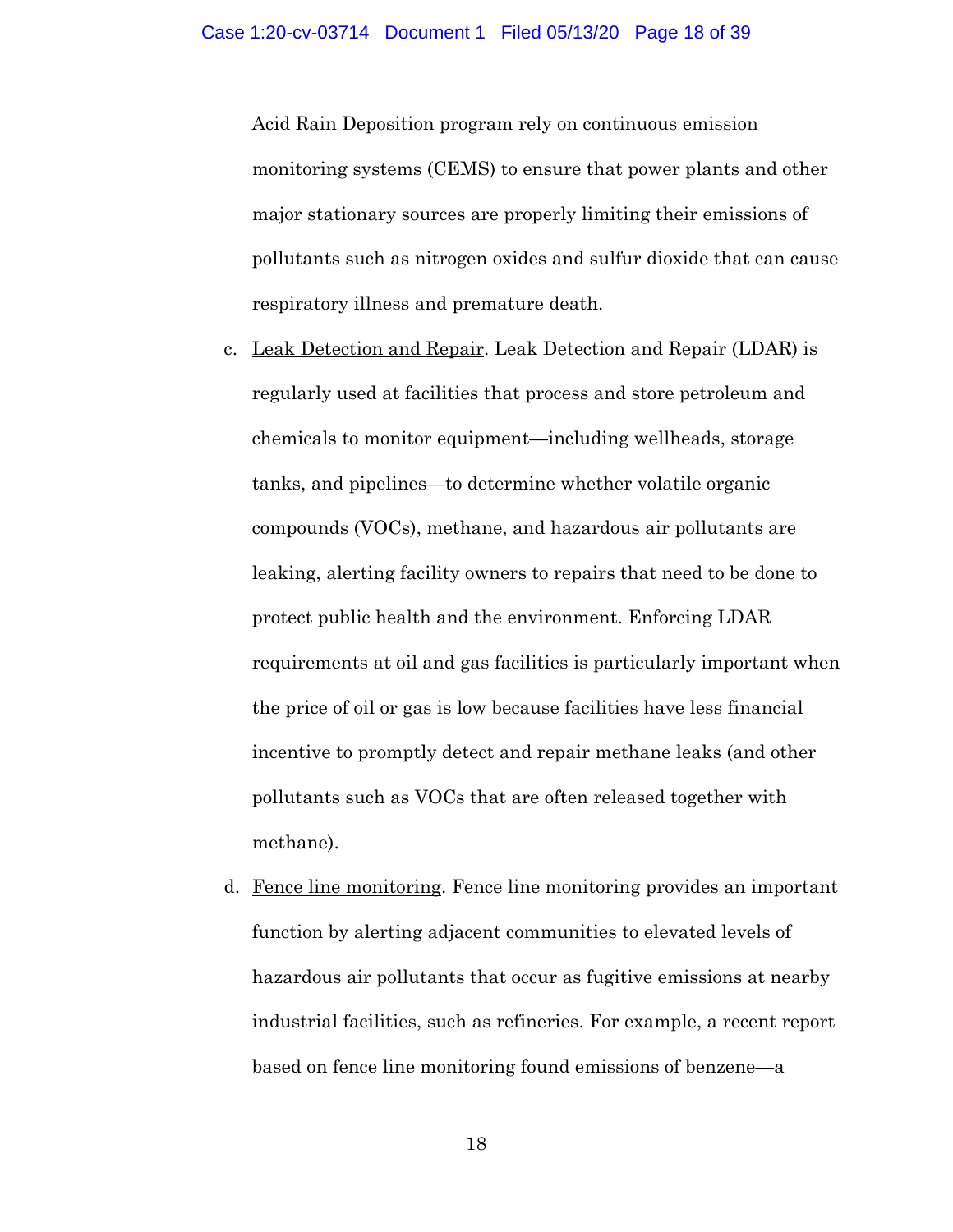Acid Rain Deposition program rely on continuous emission monitoring systems (CEMS) to ensure that power plants and other major stationary sources are properly limiting their emissions of pollutants such as nitrogen oxides and sulfur dioxide that can cause respiratory illness and premature death.

c. Leak Detection and Repair. Leak Detection and Repair (LDAR) is regularly used at facilities that process and store petroleum and chemicals to monitor equipment—including wellheads, storage tanks, and pipelines—to determine whether volatile organic compounds (VOCs), methane, and hazardous air pollutants are leaking, alerting facility owners to repairs that need to be done to protect public health and the environment. Enforcing LDAR requirements at oil and gas facilities is particularly important when the price of oil or gas is low because facilities have less financial incentive to promptly detect and repair methane leaks (and other pollutants such as VOCs that are often released together with methane).

d. Fence line monitoring. Fence line monitoring provides an important function by alerting adjacent communities to elevated levels of hazardous air pollutants that occur as fugitive emissions at nearby industrial facilities, such as refineries. For example, a recent report based on fence line monitoring found emissions of benzene—a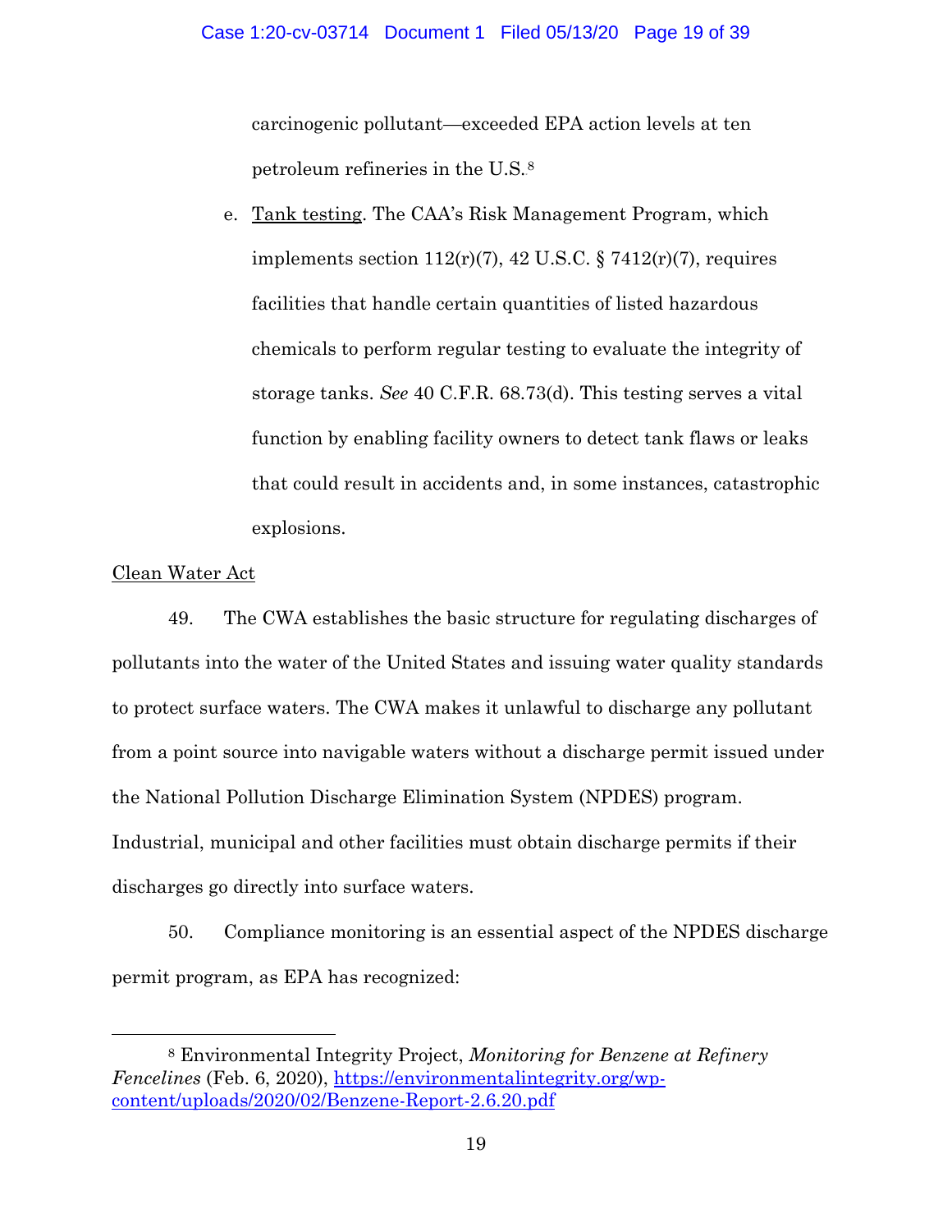carcinogenic pollutant—exceeded EPA action levels at ten petroleum refineries in the U.S.[8]

e. <u>Tank testing</u>. The CAA's Risk Management Program, which implements section 112(r)(7), 42 U.S.C. § 7412(r)(7), requires facilities that handle certain quantities of listed hazardous chemicals to perform regular testing to evaluate the integrity of storage tanks. *See* 40 C.F.R. 68.73(d). This testing serves a vital function by enabling facility owners to detect tank flaws or leaks that could result in accidents and, in some instances, catastrophic explosions.

<u>Clean Water Act</u>

49. The CWA establishes the basic structure for regulating discharges of pollutants into the water of the United States and issuing water quality standards to protect surface waters. The CWA makes it unlawful to discharge any pollutant from a point source into navigable waters without a discharge permit issued under the National Pollution Discharge Elimination System (NPDES) program. Industrial, municipal and other facilities must obtain discharge permits if their discharges go directly into surface waters.

50. Compliance monitoring is an essential aspect of the NPDES discharge permit program, as EPA has recognized:

---

[8] Environmental Integrity Project, *Monitoring for Benzene at Refinery Fencelines* (Feb. 6, 2020), https://environmentalintegrity.org/wp-content/uploads/2020/02/Benzene-Report-2.6.20.pdf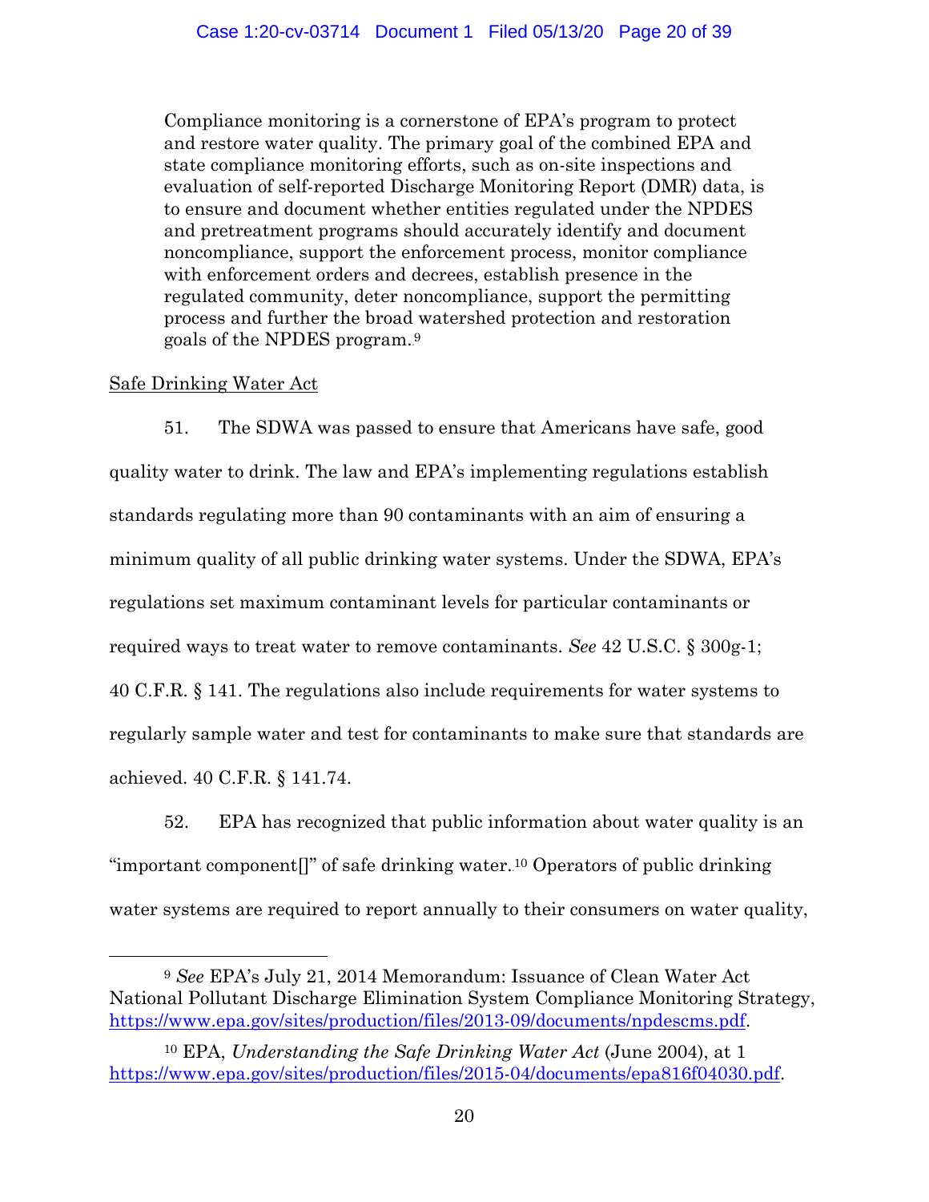> Compliance monitoring is a cornerstone of EPA's program to protect and restore water quality. The primary goal of the combined EPA and state compliance monitoring efforts, such as on-site inspections and evaluation of self-reported Discharge Monitoring Report (DMR) data, is to ensure and document whether entities regulated under the NPDES and pretreatment programs should accurately identify and document noncompliance, support the enforcement process, monitor compliance with enforcement orders and decrees, establish presence in the regulated community, deter noncompliance, support the permitting process and further the broad watershed protection and restoration goals of the NPDES program.[9]

Safe Drinking Water Act

51. The SDWA was passed to ensure that Americans have safe, good quality water to drink. The law and EPA's implementing regulations establish standards regulating more than 90 contaminants with an aim of ensuring a minimum quality of all public drinking water systems. Under the SDWA, EPA's regulations set maximum contaminant levels for particular contaminants or required ways to treat water to remove contaminants. *See* 42 U.S.C. § 300g-1; 40 C.F.R. § 141. The regulations also include requirements for water systems to regularly sample water and test for contaminants to make sure that standards are achieved. 40 C.F.R. § 141.74.

52. EPA has recognized that public information about water quality is an "important component[]" of safe drinking water.[10] Operators of public drinking water systems are required to report annually to their consumers on water quality,

---

[9] *See* EPA's July 21, 2014 Memorandum: Issuance of Clean Water Act National Pollutant Discharge Elimination System Compliance Monitoring Strategy, https://www.epa.gov/sites/production/files/2013-09/documents/npdescms.pdf.

[10] EPA, *Understanding the Safe Drinking Water Act* (June 2004), at 1 https://www.epa.gov/sites/production/files/2015-04/documents/epa816f04030.pdf.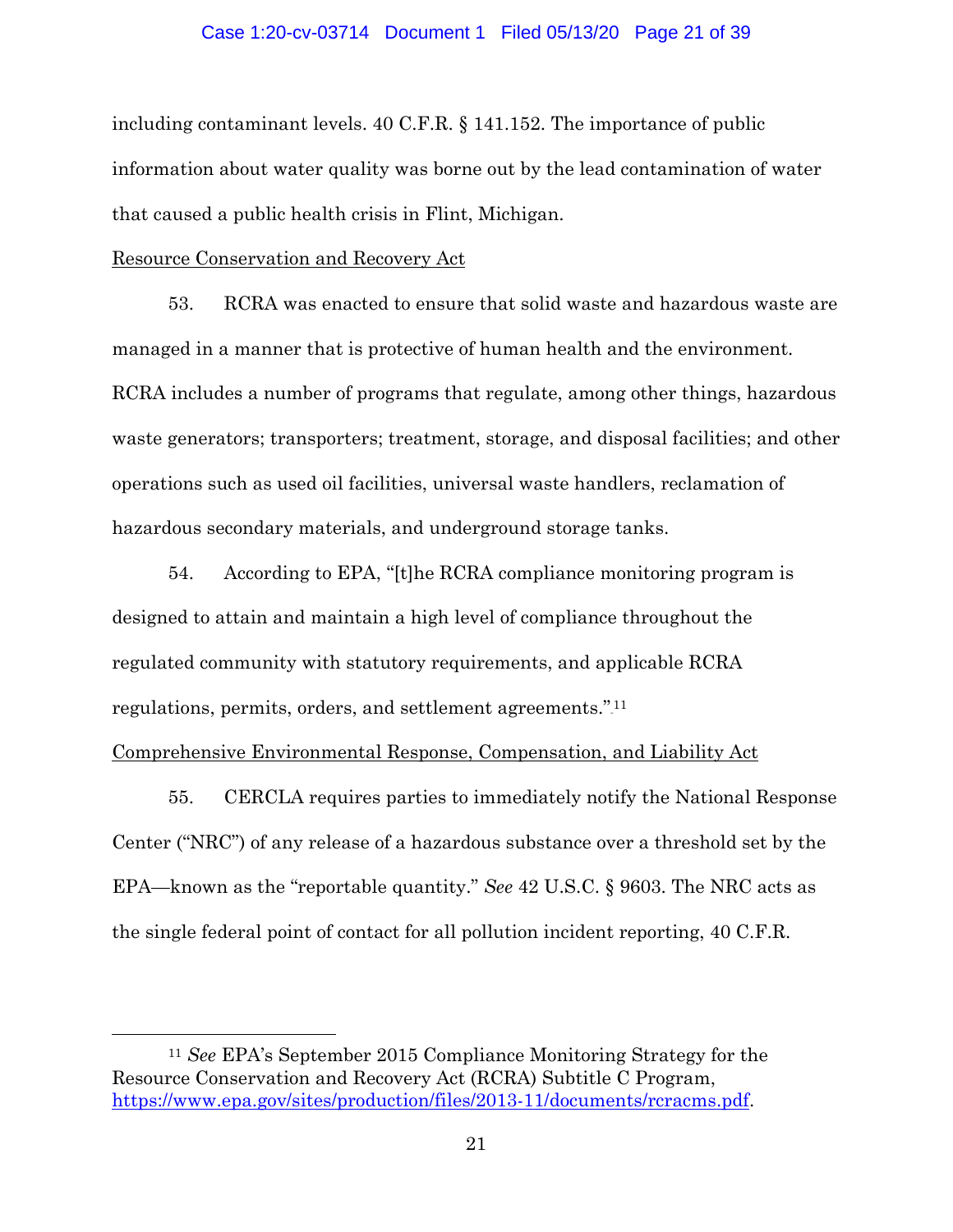including contaminant levels. 40 C.F.R. § 141.152. The importance of public information about water quality was borne out by the lead contamination of water that caused a public health crisis in Flint, Michigan.

<u>Resource Conservation and Recovery Act</u>

53. RCRA was enacted to ensure that solid waste and hazardous waste are managed in a manner that is protective of human health and the environment. RCRA includes a number of programs that regulate, among other things, hazardous waste generators; transporters; treatment, storage, and disposal facilities; and other operations such as used oil facilities, universal waste handlers, reclamation of hazardous secondary materials, and underground storage tanks.

54. According to EPA, "[t]he RCRA compliance monitoring program is designed to attain and maintain a high level of compliance throughout the regulated community with statutory requirements, and applicable RCRA regulations, permits, orders, and settlement agreements."[11]

<u>Comprehensive Environmental Response, Compensation, and Liability Act</u>

55. CERCLA requires parties to immediately notify the National Response Center ("NRC") of any release of a hazardous substance over a threshold set by the EPA—known as the "reportable quantity." *See* 42 U.S.C. § 9603. The NRC acts as the single federal point of contact for all pollution incident reporting, 40 C.F.R.

---

[11] *See* EPA's September 2015 Compliance Monitoring Strategy for the Resource Conservation and Recovery Act (RCRA) Subtitle C Program, https://www.epa.gov/sites/production/files/2013-11/documents/rcracms.pdf.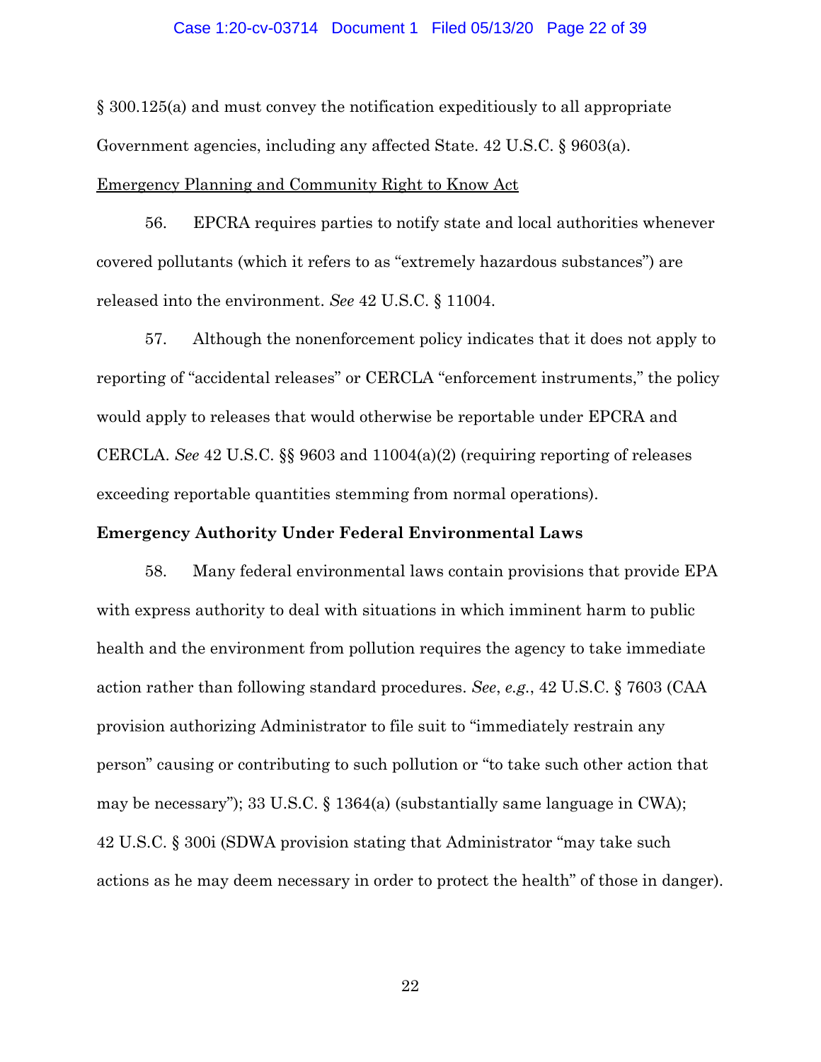§ 300.125(a) and must convey the notification expeditiously to all appropriate Government agencies, including any affected State. 42 U.S.C. § 9603(a).

<u>Emergency Planning and Community Right to Know Act</u>

56. EPCRA requires parties to notify state and local authorities whenever covered pollutants (which it refers to as "extremely hazardous substances") are released into the environment. *See* 42 U.S.C. § 11004.

57. Although the nonenforcement policy indicates that it does not apply to reporting of "accidental releases" or CERCLA "enforcement instruments," the policy would apply to releases that would otherwise be reportable under EPCRA and CERCLA. *See* 42 U.S.C. §§ 9603 and 11004(a)(2) (requiring reporting of releases exceeding reportable quantities stemming from normal operations).

**Emergency Authority Under Federal Environmental Laws**

58. Many federal environmental laws contain provisions that provide EPA with express authority to deal with situations in which imminent harm to public health and the environment from pollution requires the agency to take immediate action rather than following standard procedures. *See*, *e.g.*, 42 U.S.C. § 7603 (CAA provision authorizing Administrator to file suit to "immediately restrain any person" causing or contributing to such pollution or "to take such other action that may be necessary"); 33 U.S.C. § 1364(a) (substantially same language in CWA); 42 U.S.C. § 300i (SDWA provision stating that Administrator "may take such actions as he may deem necessary in order to protect the health" of those in danger).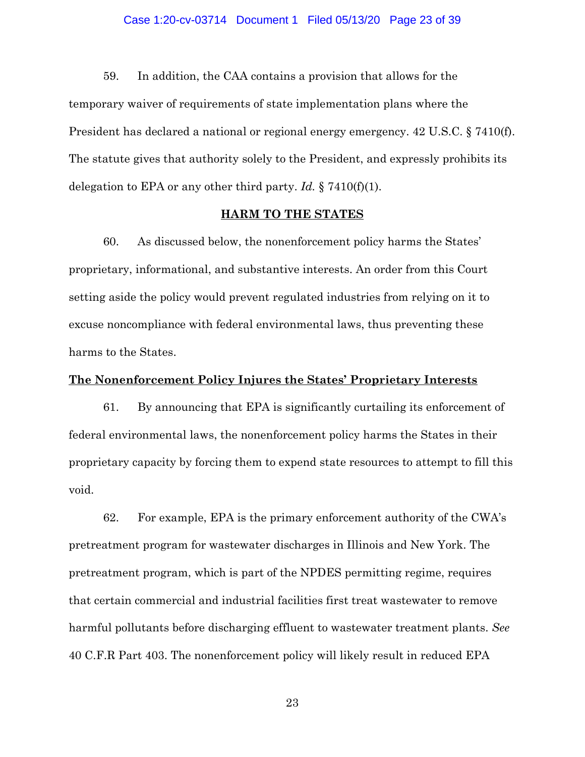59. In addition, the CAA contains a provision that allows for the temporary waiver of requirements of state implementation plans where the President has declared a national or regional energy emergency. 42 U.S.C. § 7410(f). The statute gives that authority solely to the President, and expressly prohibits its delegation to EPA or any other third party. *Id.* § 7410(f)(1).

## HARM TO THE STATES

60. As discussed below, the nonenforcement policy harms the States' proprietary, informational, and substantive interests. An order from this Court setting aside the policy would prevent regulated industries from relying on it to excuse noncompliance with federal environmental laws, thus preventing these harms to the States.

### The Nonenforcement Policy Injures the States' Proprietary Interests

61. By announcing that EPA is significantly curtailing its enforcement of federal environmental laws, the nonenforcement policy harms the States in their proprietary capacity by forcing them to expend state resources to attempt to fill this void.

62. For example, EPA is the primary enforcement authority of the CWA's pretreatment program for wastewater discharges in Illinois and New York. The pretreatment program, which is part of the NPDES permitting regime, requires that certain commercial and industrial facilities first treat wastewater to remove harmful pollutants before discharging effluent to wastewater treatment plants. *See* 40 C.F.R Part 403. The nonenforcement policy will likely result in reduced EPA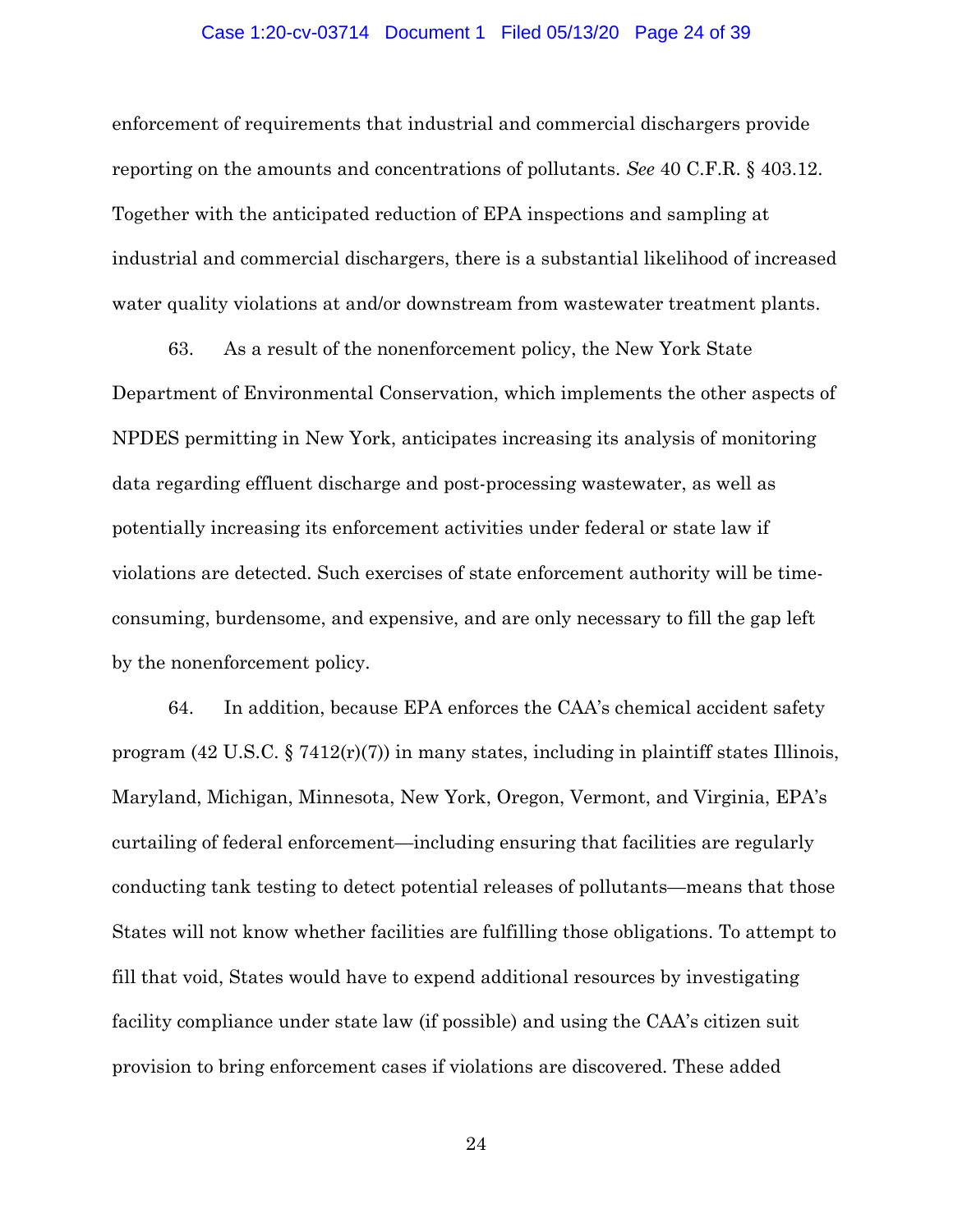enforcement of requirements that industrial and commercial dischargers provide reporting on the amounts and concentrations of pollutants. *See* 40 C.F.R. § 403.12. Together with the anticipated reduction of EPA inspections and sampling at industrial and commercial dischargers, there is a substantial likelihood of increased water quality violations at and/or downstream from wastewater treatment plants.

63. As a result of the nonenforcement policy, the New York State Department of Environmental Conservation, which implements the other aspects of NPDES permitting in New York, anticipates increasing its analysis of monitoring data regarding effluent discharge and post-processing wastewater, as well as potentially increasing its enforcement activities under federal or state law if violations are detected. Such exercises of state enforcement authority will be time-consuming, burdensome, and expensive, and are only necessary to fill the gap left by the nonenforcement policy.

64. In addition, because EPA enforces the CAA's chemical accident safety program (42 U.S.C. § 7412(r)(7)) in many states, including in plaintiff states Illinois, Maryland, Michigan, Minnesota, New York, Oregon, Vermont, and Virginia, EPA's curtailing of federal enforcement—including ensuring that facilities are regularly conducting tank testing to detect potential releases of pollutants—means that those States will not know whether facilities are fulfilling those obligations. To attempt to fill that void, States would have to expend additional resources by investigating facility compliance under state law (if possible) and using the CAA's citizen suit provision to bring enforcement cases if violations are discovered. These added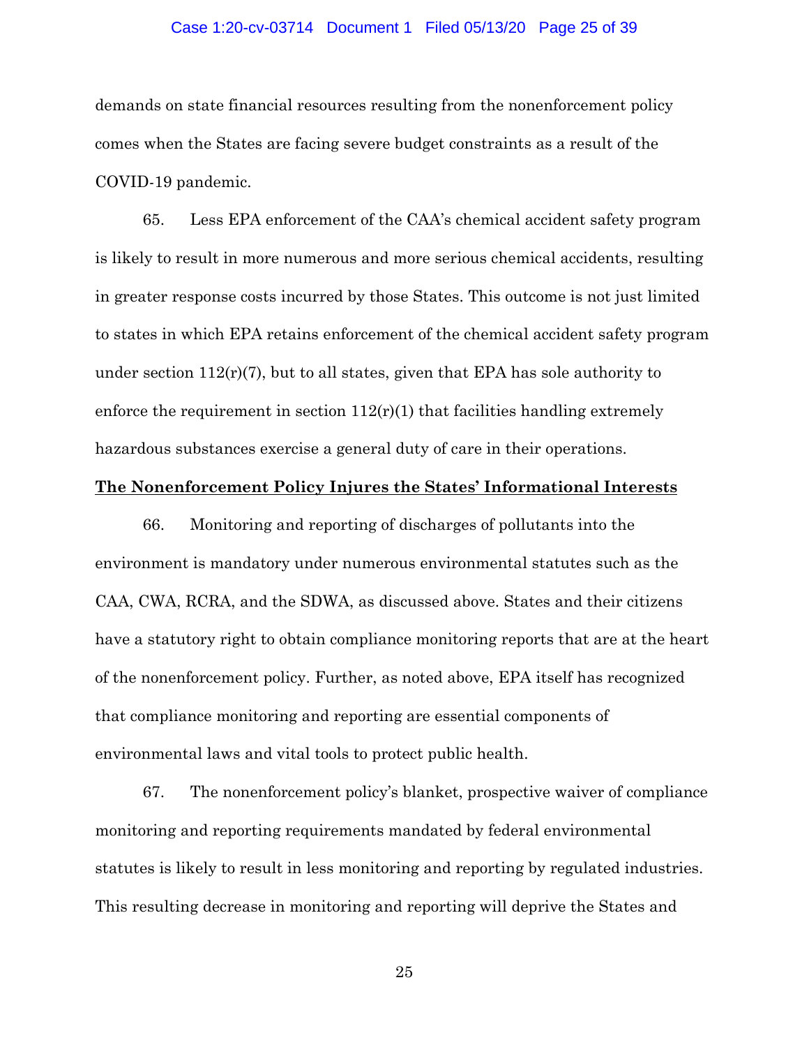demands on state financial resources resulting from the nonenforcement policy comes when the States are facing severe budget constraints as a result of the COVID-19 pandemic.

65. Less EPA enforcement of the CAA's chemical accident safety program is likely to result in more numerous and more serious chemical accidents, resulting in greater response costs incurred by those States. This outcome is not just limited to states in which EPA retains enforcement of the chemical accident safety program under section 112(r)(7), but to all states, given that EPA has sole authority to enforce the requirement in section 112(r)(1) that facilities handling extremely hazardous substances exercise a general duty of care in their operations.

**The Nonenforcement Policy Injures the States' Informational Interests**

66. Monitoring and reporting of discharges of pollutants into the environment is mandatory under numerous environmental statutes such as the CAA, CWA, RCRA, and the SDWA, as discussed above. States and their citizens have a statutory right to obtain compliance monitoring reports that are at the heart of the nonenforcement policy. Further, as noted above, EPA itself has recognized that compliance monitoring and reporting are essential components of environmental laws and vital tools to protect public health.

67. The nonenforcement policy's blanket, prospective waiver of compliance monitoring and reporting requirements mandated by federal environmental statutes is likely to result in less monitoring and reporting by regulated industries. This resulting decrease in monitoring and reporting will deprive the States and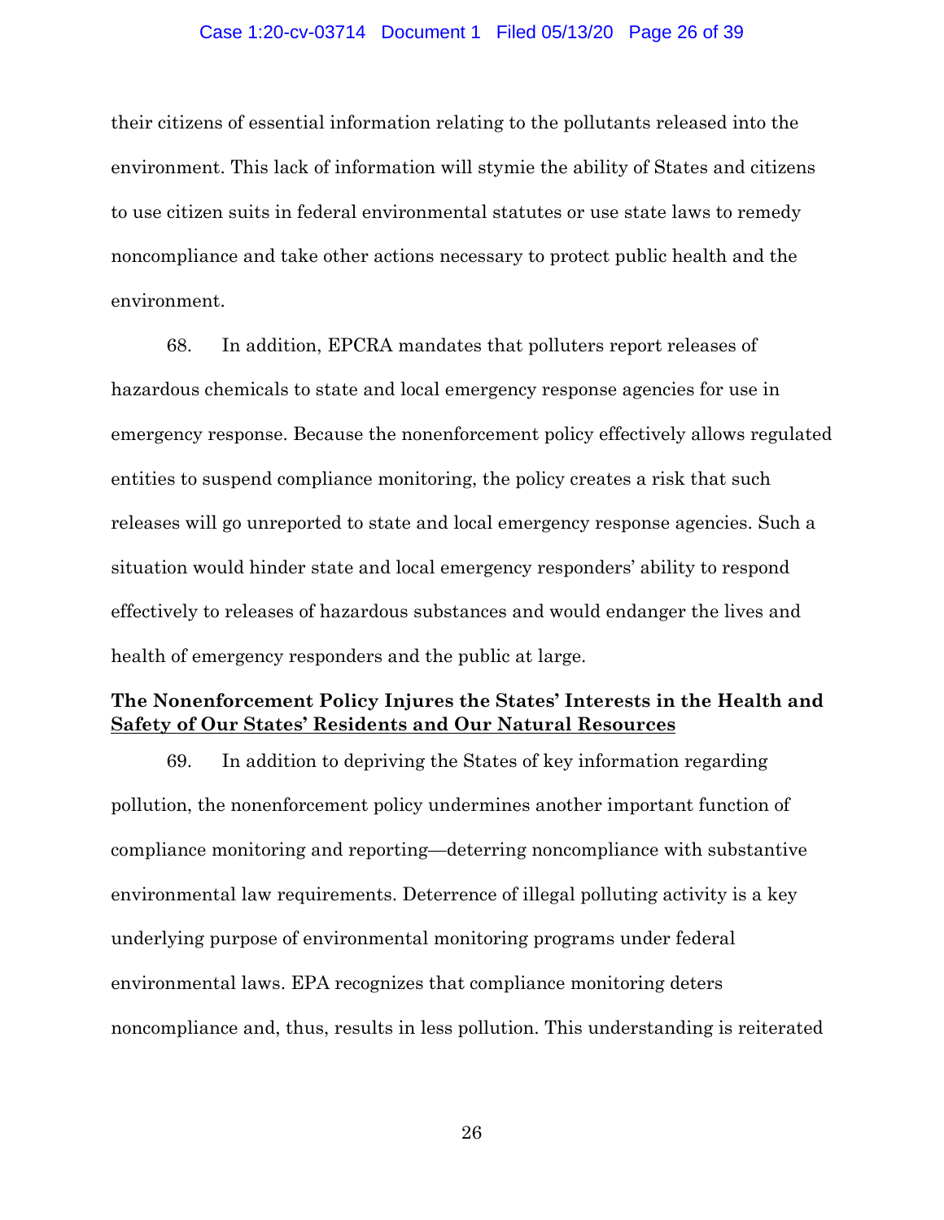their citizens of essential information relating to the pollutants released into the environment. This lack of information will stymie the ability of States and citizens to use citizen suits in federal environmental statutes or use state laws to remedy noncompliance and take other actions necessary to protect public health and the environment.

68. In addition, EPCRA mandates that polluters report releases of hazardous chemicals to state and local emergency response agencies for use in emergency response. Because the nonenforcement policy effectively allows regulated entities to suspend compliance monitoring, the policy creates a risk that such releases will go unreported to state and local emergency response agencies. Such a situation would hinder state and local emergency responders' ability to respond effectively to releases of hazardous substances and would endanger the lives and health of emergency responders and the public at large.

**The Nonenforcement Policy Injures the States' Interests in the Health and Safety of Our States' Residents and Our Natural Resources**

69. In addition to depriving the States of key information regarding pollution, the nonenforcement policy undermines another important function of compliance monitoring and reporting—deterring noncompliance with substantive environmental law requirements. Deterrence of illegal polluting activity is a key underlying purpose of environmental monitoring programs under federal environmental laws. EPA recognizes that compliance monitoring deters noncompliance and, thus, results in less pollution. This understanding is reiterated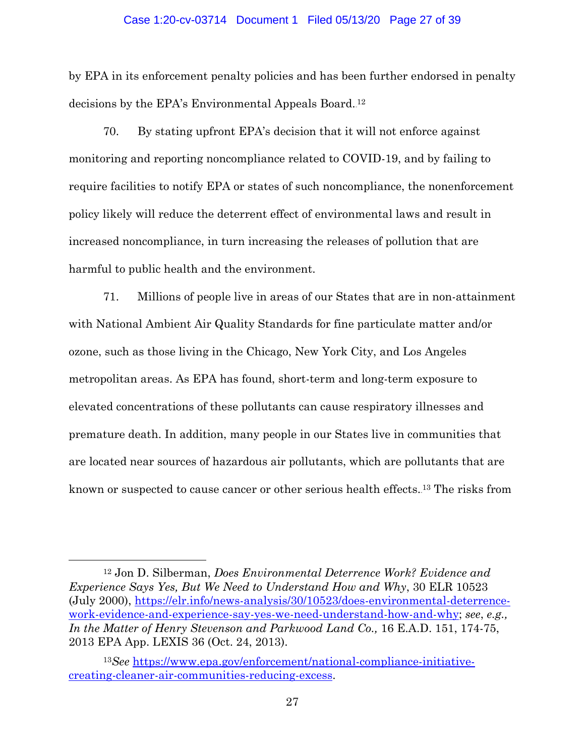by EPA in its enforcement penalty policies and has been further endorsed in penalty decisions by the EPA's Environmental Appeals Board.[12]

70. By stating upfront EPA's decision that it will not enforce against monitoring and reporting noncompliance related to COVID-19, and by failing to require facilities to notify EPA or states of such noncompliance, the nonenforcement policy likely will reduce the deterrent effect of environmental laws and result in increased noncompliance, in turn increasing the releases of pollution that are harmful to public health and the environment.

71. Millions of people live in areas of our States that are in non-attainment with National Ambient Air Quality Standards for fine particulate matter and/or ozone, such as those living in the Chicago, New York City, and Los Angeles metropolitan areas. As EPA has found, short-term and long-term exposure to elevated concentrations of these pollutants can cause respiratory illnesses and premature death. In addition, many people in our States live in communities that are located near sources of hazardous air pollutants, which are pollutants that are known or suspected to cause cancer or other serious health effects.[13] The risks from

---

[12] Jon D. Silberman, *Does Environmental Deterrence Work? Evidence and Experience Says Yes, But We Need to Understand How and Why*, 30 ELR 10523 (July 2000), https://elr.info/news-analysis/30/10523/does-environmental-deterrence-work-evidence-and-experience-say-yes-we-need-understand-how-and-why; *see*, *e.g., In the Matter of Henry Stevenson and Parkwood Land Co.,* 16 E.A.D. 151, 174-75, 2013 EPA App. LEXIS 36 (Oct. 24, 2013).

[13] *See* https://www.epa.gov/enforcement/national-compliance-initiative-creating-cleaner-air-communities-reducing-excess.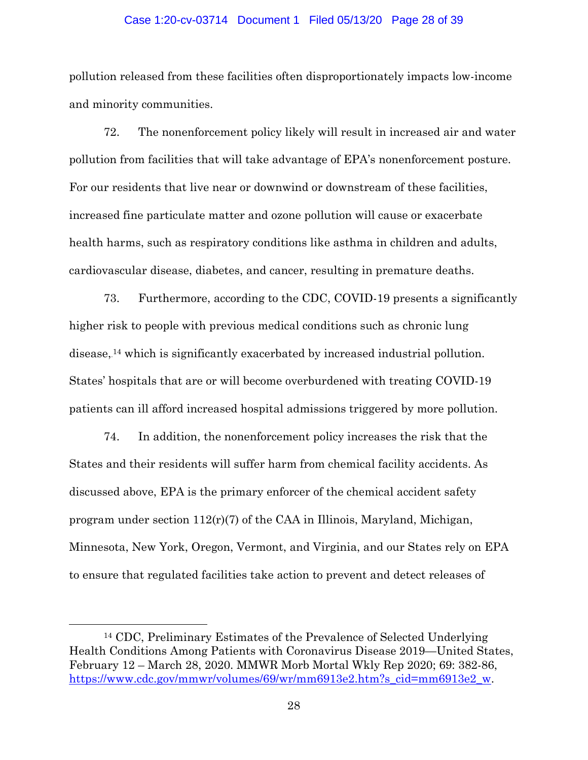pollution released from these facilities often disproportionately impacts low-income and minority communities.

72. The nonenforcement policy likely will result in increased air and water pollution from facilities that will take advantage of EPA's nonenforcement posture. For our residents that live near or downwind or downstream of these facilities, increased fine particulate matter and ozone pollution will cause or exacerbate health harms, such as respiratory conditions like asthma in children and adults, cardiovascular disease, diabetes, and cancer, resulting in premature deaths.

73. Furthermore, according to the CDC, COVID-19 presents a significantly higher risk to people with previous medical conditions such as chronic lung disease,[14] which is significantly exacerbated by increased industrial pollution. States' hospitals that are or will become overburdened with treating COVID-19 patients can ill afford increased hospital admissions triggered by more pollution.

74. In addition, the nonenforcement policy increases the risk that the States and their residents will suffer harm from chemical facility accidents. As discussed above, EPA is the primary enforcer of the chemical accident safety program under section 112(r)(7) of the CAA in Illinois, Maryland, Michigan, Minnesota, New York, Oregon, Vermont, and Virginia, and our States rely on EPA to ensure that regulated facilities take action to prevent and detect releases of

---

[14] CDC, Preliminary Estimates of the Prevalence of Selected Underlying Health Conditions Among Patients with Coronavirus Disease 2019—United States, February 12 – March 28, 2020. MMWR Morb Mortal Wkly Rep 2020; 69: 382-86, https://www.cdc.gov/mmwr/volumes/69/wr/mm6913e2.htm?s_cid=mm6913e2_w.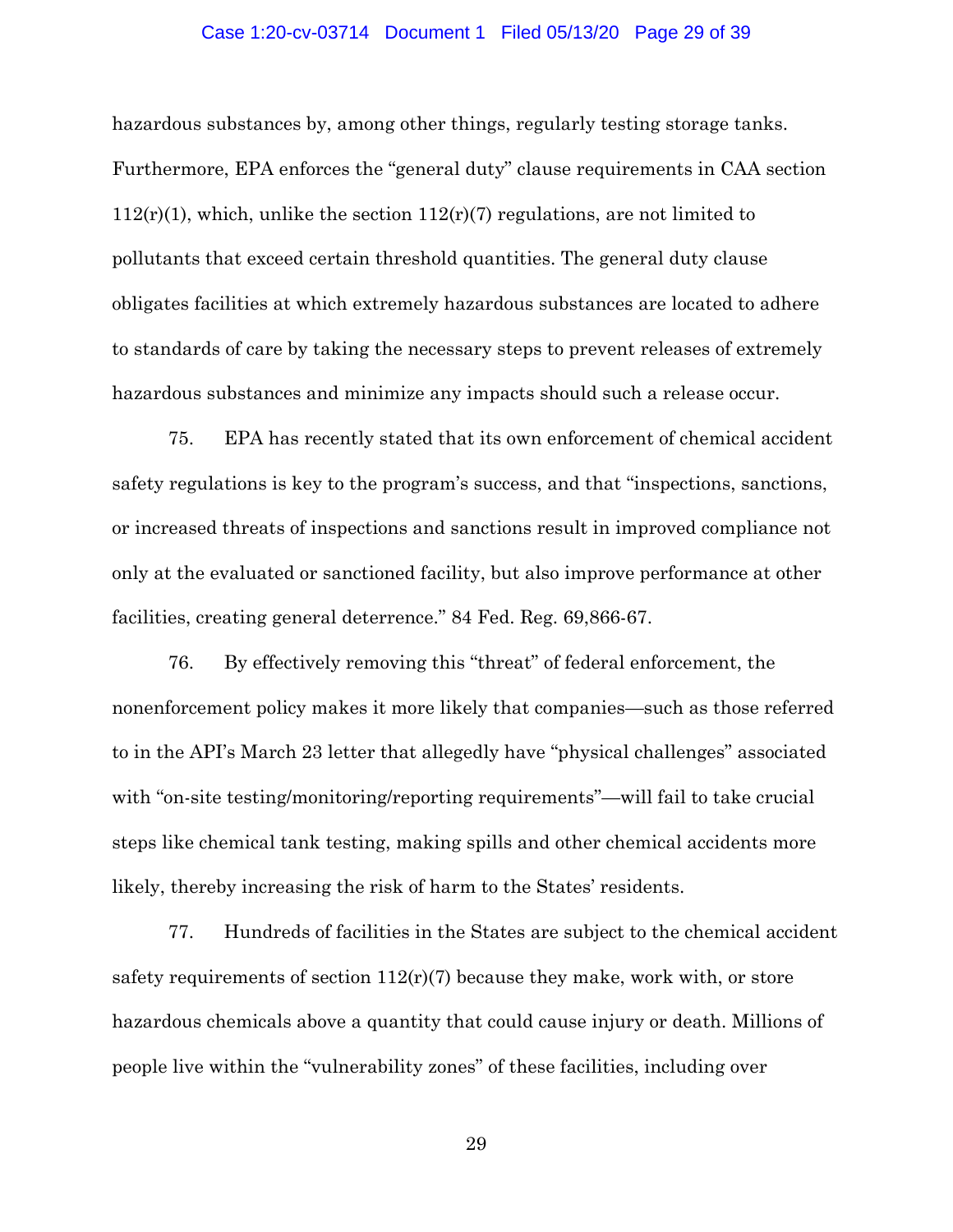hazardous substances by, among other things, regularly testing storage tanks. Furthermore, EPA enforces the "general duty" clause requirements in CAA section 112(r)(1), which, unlike the section 112(r)(7) regulations, are not limited to pollutants that exceed certain threshold quantities. The general duty clause obligates facilities at which extremely hazardous substances are located to adhere to standards of care by taking the necessary steps to prevent releases of extremely hazardous substances and minimize any impacts should such a release occur.

75. EPA has recently stated that its own enforcement of chemical accident safety regulations is key to the program's success, and that "inspections, sanctions, or increased threats of inspections and sanctions result in improved compliance not only at the evaluated or sanctioned facility, but also improve performance at other facilities, creating general deterrence." 84 Fed. Reg. 69,866-67.

76. By effectively removing this "threat" of federal enforcement, the nonenforcement policy makes it more likely that companies—such as those referred to in the API's March 23 letter that allegedly have "physical challenges" associated with "on-site testing/monitoring/reporting requirements"—will fail to take crucial steps like chemical tank testing, making spills and other chemical accidents more likely, thereby increasing the risk of harm to the States' residents.

77. Hundreds of facilities in the States are subject to the chemical accident safety requirements of section 112(r)(7) because they make, work with, or store hazardous chemicals above a quantity that could cause injury or death. Millions of people live within the "vulnerability zones" of these facilities, including over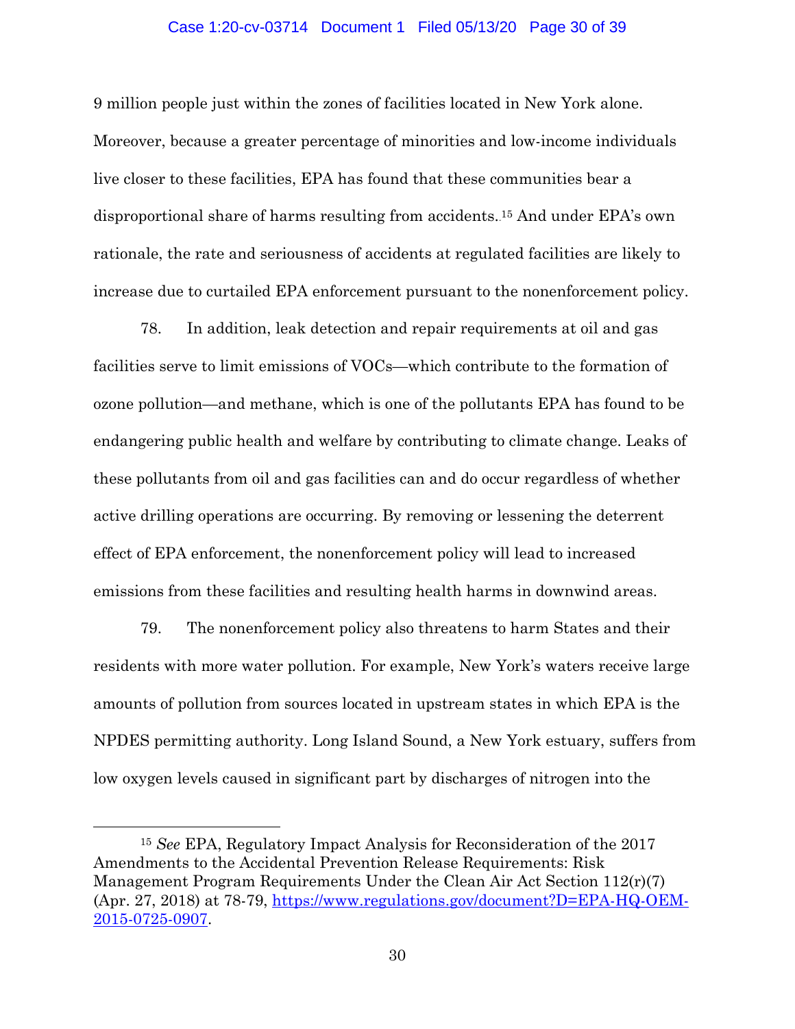9 million people just within the zones of facilities located in New York alone. Moreover, because a greater percentage of minorities and low-income individuals live closer to these facilities, EPA has found that these communities bear a disproportional share of harms resulting from accidents.[15] And under EPA's own rationale, the rate and seriousness of accidents at regulated facilities are likely to increase due to curtailed EPA enforcement pursuant to the nonenforcement policy.

78. In addition, leak detection and repair requirements at oil and gas facilities serve to limit emissions of VOCs—which contribute to the formation of ozone pollution—and methane, which is one of the pollutants EPA has found to be endangering public health and welfare by contributing to climate change. Leaks of these pollutants from oil and gas facilities can and do occur regardless of whether active drilling operations are occurring. By removing or lessening the deterrent effect of EPA enforcement, the nonenforcement policy will lead to increased emissions from these facilities and resulting health harms in downwind areas.

79. The nonenforcement policy also threatens to harm States and their residents with more water pollution. For example, New York's waters receive large amounts of pollution from sources located in upstream states in which EPA is the NPDES permitting authority. Long Island Sound, a New York estuary, suffers from low oxygen levels caused in significant part by discharges of nitrogen into the

[15] *See* EPA, Regulatory Impact Analysis for Reconsideration of the 2017 Amendments to the Accidental Prevention Release Requirements: Risk Management Program Requirements Under the Clean Air Act Section 112(r)(7) (Apr. 27, 2018) at 78-79, https://www.regulations.gov/document?D=EPA-HQ-OEM-2015-0725-0907.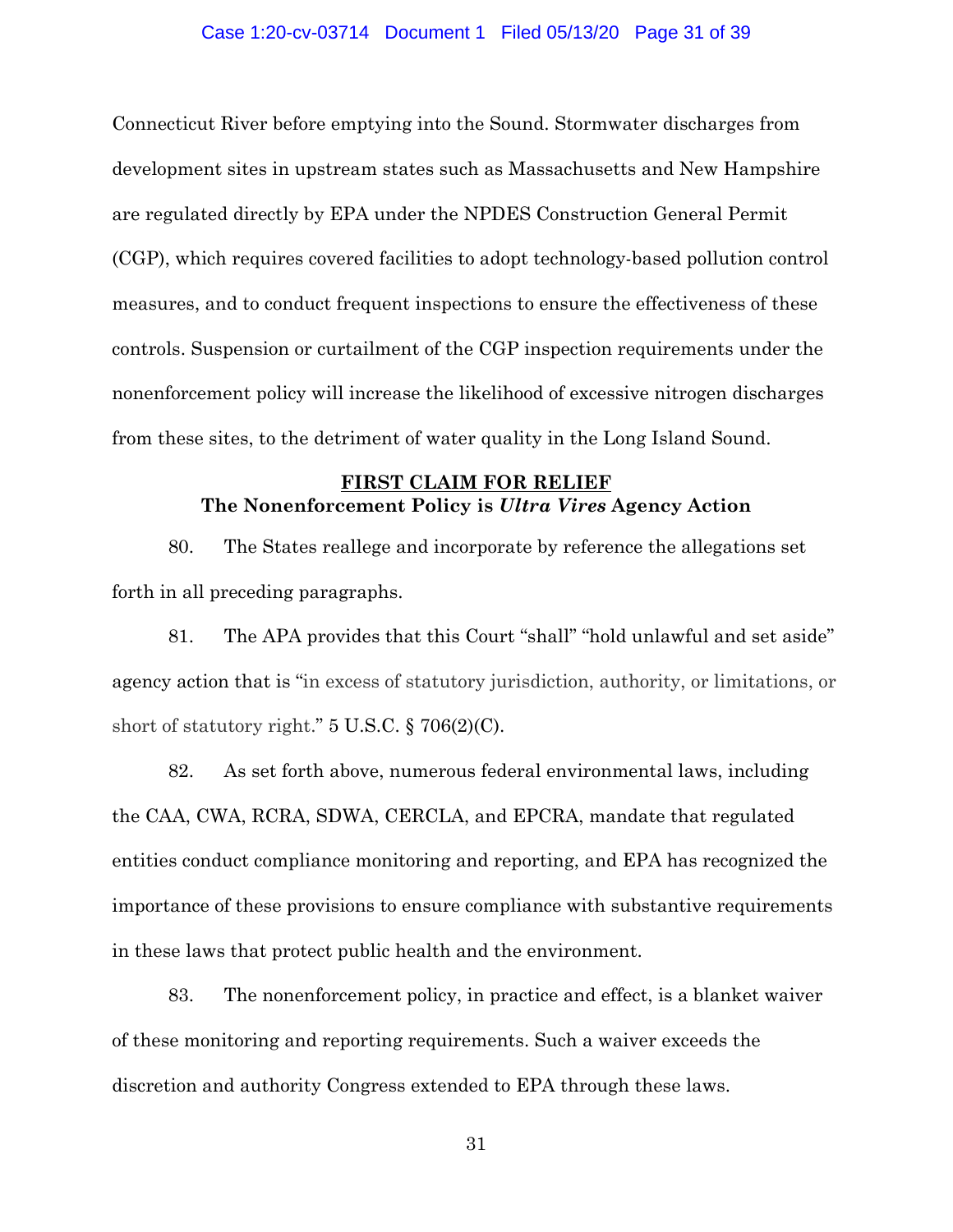Connecticut River before emptying into the Sound. Stormwater discharges from development sites in upstream states such as Massachusetts and New Hampshire are regulated directly by EPA under the NPDES Construction General Permit (CGP), which requires covered facilities to adopt technology-based pollution control measures, and to conduct frequent inspections to ensure the effectiveness of these controls. Suspension or curtailment of the CGP inspection requirements under the nonenforcement policy will increase the likelihood of excessive nitrogen discharges from these sites, to the detriment of water quality in the Long Island Sound.

## FIRST CLAIM FOR RELIEF
### The Nonenforcement Policy is *Ultra Vires* Agency Action

80. The States reallege and incorporate by reference the allegations set forth in all preceding paragraphs.

81. The APA provides that this Court "shall" "hold unlawful and set aside" agency action that is "in excess of statutory jurisdiction, authority, or limitations, or short of statutory right." 5 U.S.C. § 706(2)(C).

82. As set forth above, numerous federal environmental laws, including the CAA, CWA, RCRA, SDWA, CERCLA, and EPCRA, mandate that regulated entities conduct compliance monitoring and reporting, and EPA has recognized the importance of these provisions to ensure compliance with substantive requirements in these laws that protect public health and the environment.

83. The nonenforcement policy, in practice and effect, is a blanket waiver of these monitoring and reporting requirements. Such a waiver exceeds the discretion and authority Congress extended to EPA through these laws.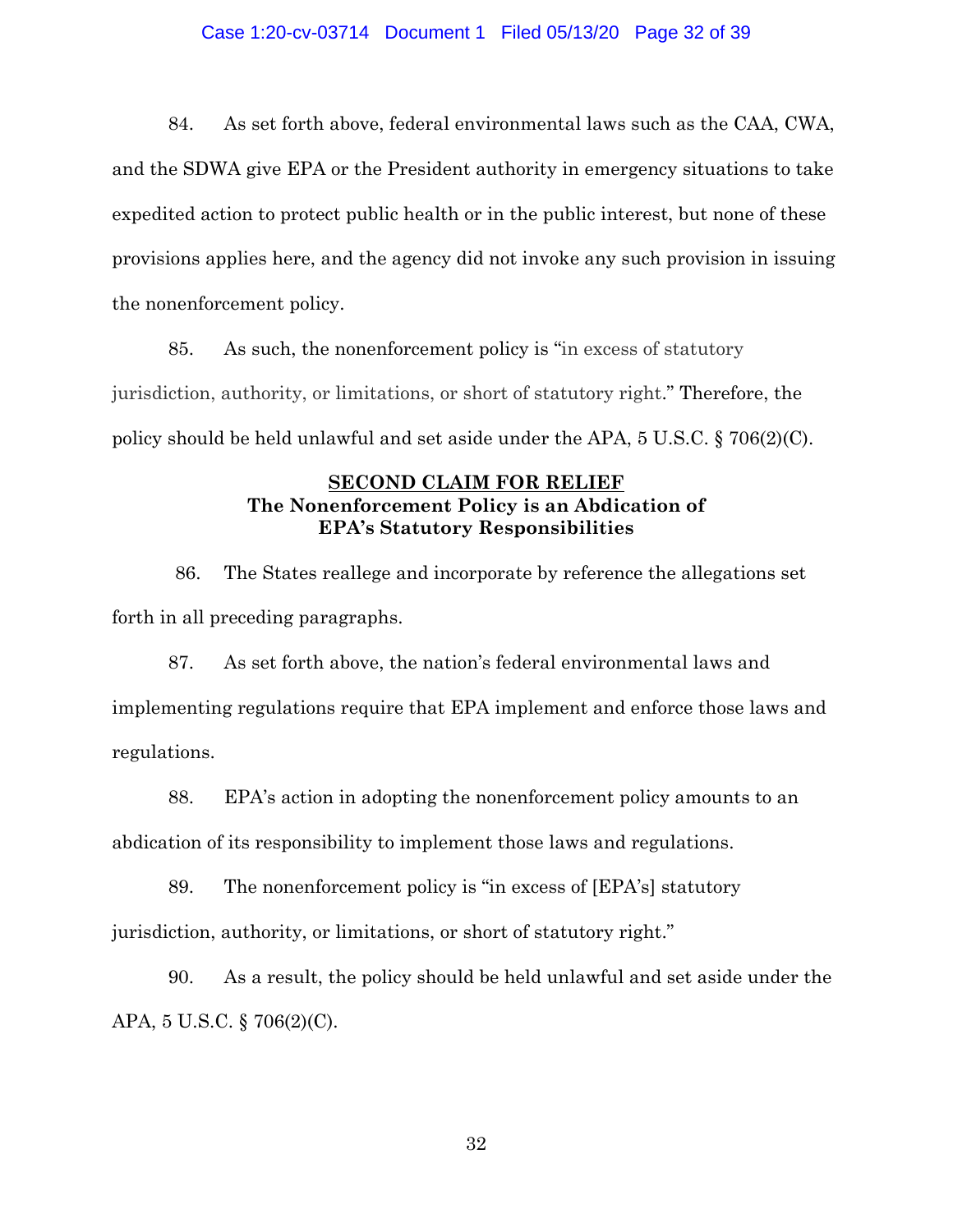84. As set forth above, federal environmental laws such as the CAA, CWA, and the SDWA give EPA or the President authority in emergency situations to take expedited action to protect public health or in the public interest, but none of these provisions applies here, and the agency did not invoke any such provision in issuing the nonenforcement policy.

85. As such, the nonenforcement policy is "in excess of statutory jurisdiction, authority, or limitations, or short of statutory right." Therefore, the policy should be held unlawful and set aside under the APA, 5 U.S.C. § 706(2)(C).

## SECOND CLAIM FOR RELIEF
### The Nonenforcement Policy is an Abdication of EPA's Statutory Responsibilities

86. The States reallege and incorporate by reference the allegations set forth in all preceding paragraphs.

87. As set forth above, the nation's federal environmental laws and implementing regulations require that EPA implement and enforce those laws and regulations.

88. EPA's action in adopting the nonenforcement policy amounts to an abdication of its responsibility to implement those laws and regulations.

89. The nonenforcement policy is "in excess of [EPA's] statutory jurisdiction, authority, or limitations, or short of statutory right."

90. As a result, the policy should be held unlawful and set aside under the APA, 5 U.S.C. § 706(2)(C).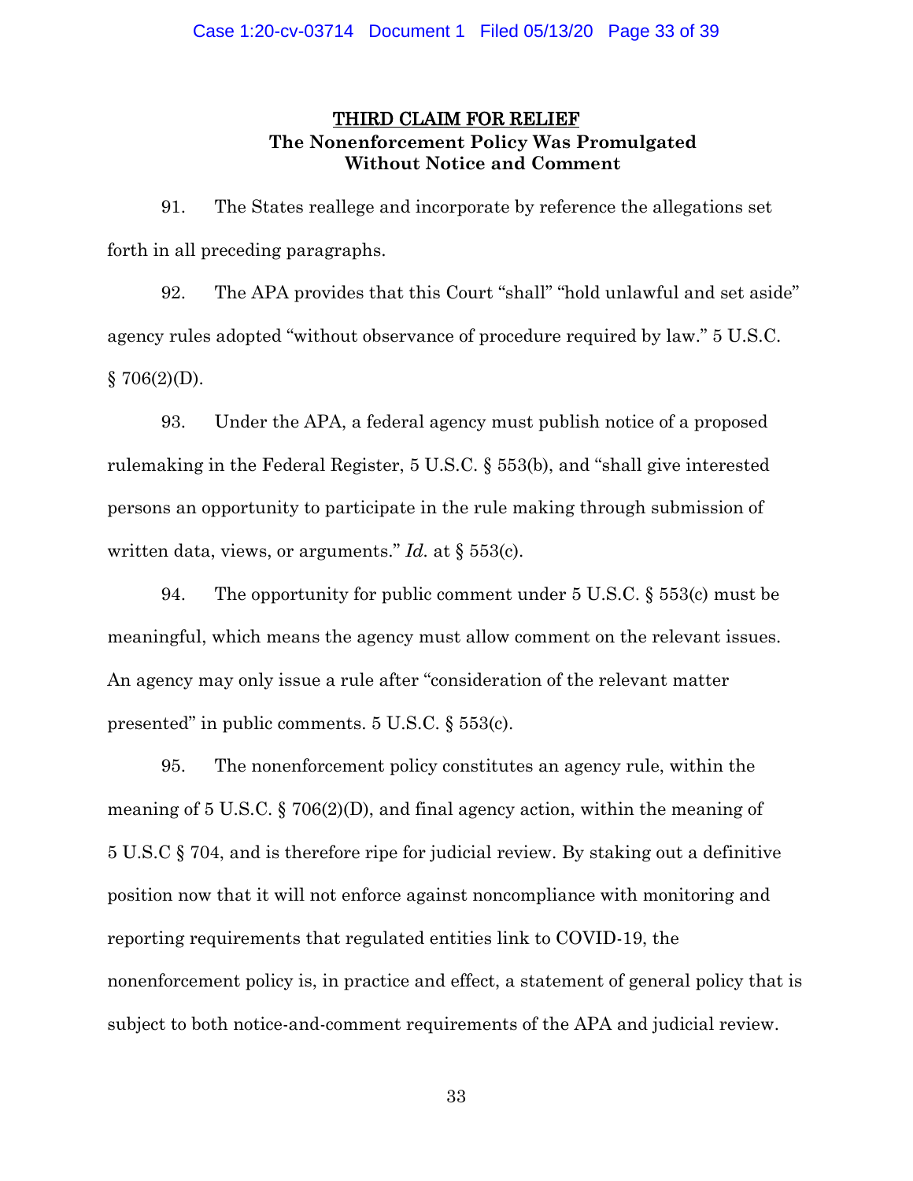## <u>THIRD CLAIM FOR RELIEF</u>
## The Nonenforcement Policy Was Promulgated Without Notice and Comment

91. The States reallege and incorporate by reference the allegations set forth in all preceding paragraphs.

92. The APA provides that this Court "shall" "hold unlawful and set aside" agency rules adopted "without observance of procedure required by law." 5 U.S.C. § 706(2)(D).

93. Under the APA, a federal agency must publish notice of a proposed rulemaking in the Federal Register, 5 U.S.C. § 553(b), and "shall give interested persons an opportunity to participate in the rule making through submission of written data, views, or arguments." *Id.* at § 553(c).

94. The opportunity for public comment under 5 U.S.C. § 553(c) must be meaningful, which means the agency must allow comment on the relevant issues. An agency may only issue a rule after "consideration of the relevant matter presented" in public comments. 5 U.S.C. § 553(c).

95. The nonenforcement policy constitutes an agency rule, within the meaning of 5 U.S.C. § 706(2)(D), and final agency action, within the meaning of 5 U.S.C § 704, and is therefore ripe for judicial review. By staking out a definitive position now that it will not enforce against noncompliance with monitoring and reporting requirements that regulated entities link to COVID-19, the nonenforcement policy is, in practice and effect, a statement of general policy that is subject to both notice-and-comment requirements of the APA and judicial review.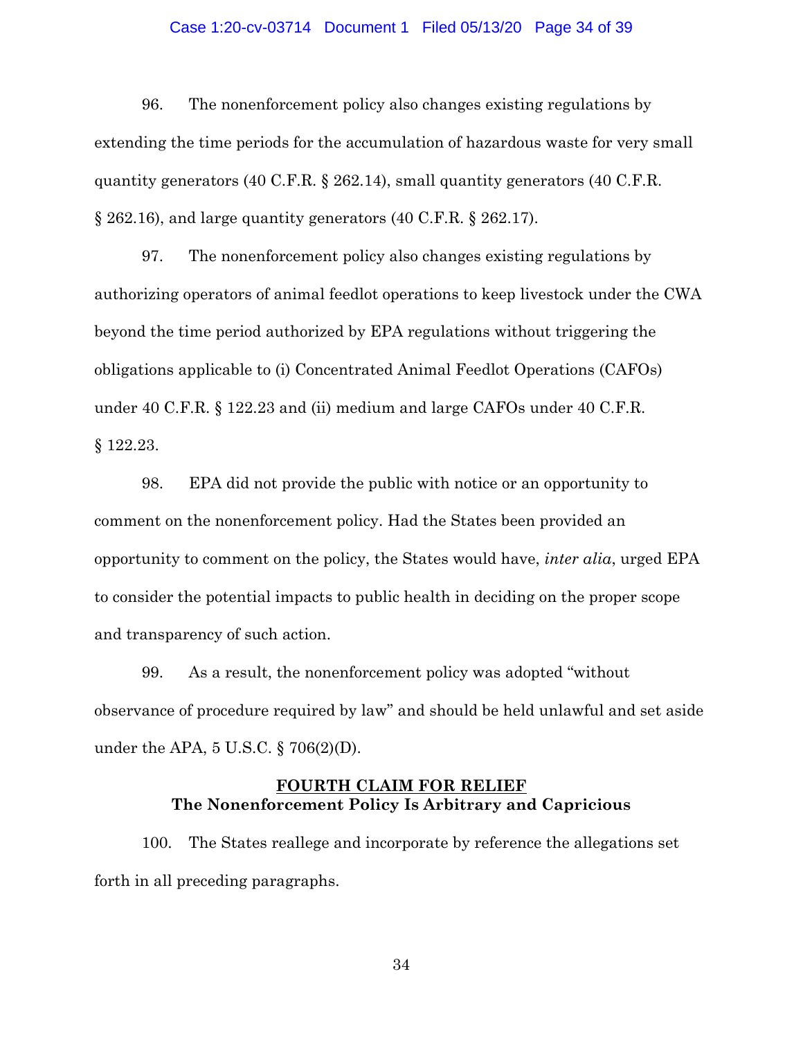96. The nonenforcement policy also changes existing regulations by extending the time periods for the accumulation of hazardous waste for very small quantity generators (40 C.F.R. § 262.14), small quantity generators (40 C.F.R. § 262.16), and large quantity generators (40 C.F.R. § 262.17).

97. The nonenforcement policy also changes existing regulations by authorizing operators of animal feedlot operations to keep livestock under the CWA beyond the time period authorized by EPA regulations without triggering the obligations applicable to (i) Concentrated Animal Feedlot Operations (CAFOs) under 40 C.F.R. § 122.23 and (ii) medium and large CAFOs under 40 C.F.R. § 122.23.

98. EPA did not provide the public with notice or an opportunity to comment on the nonenforcement policy. Had the States been provided an opportunity to comment on the policy, the States would have, *inter alia*, urged EPA to consider the potential impacts to public health in deciding on the proper scope and transparency of such action.

99. As a result, the nonenforcement policy was adopted "without observance of procedure required by law" and should be held unlawful and set aside under the APA, 5 U.S.C. § 706(2)(D).

## FOURTH CLAIM FOR RELIEF
**The Nonenforcement Policy Is Arbitrary and Capricious**

100. The States reallege and incorporate by reference the allegations set forth in all preceding paragraphs.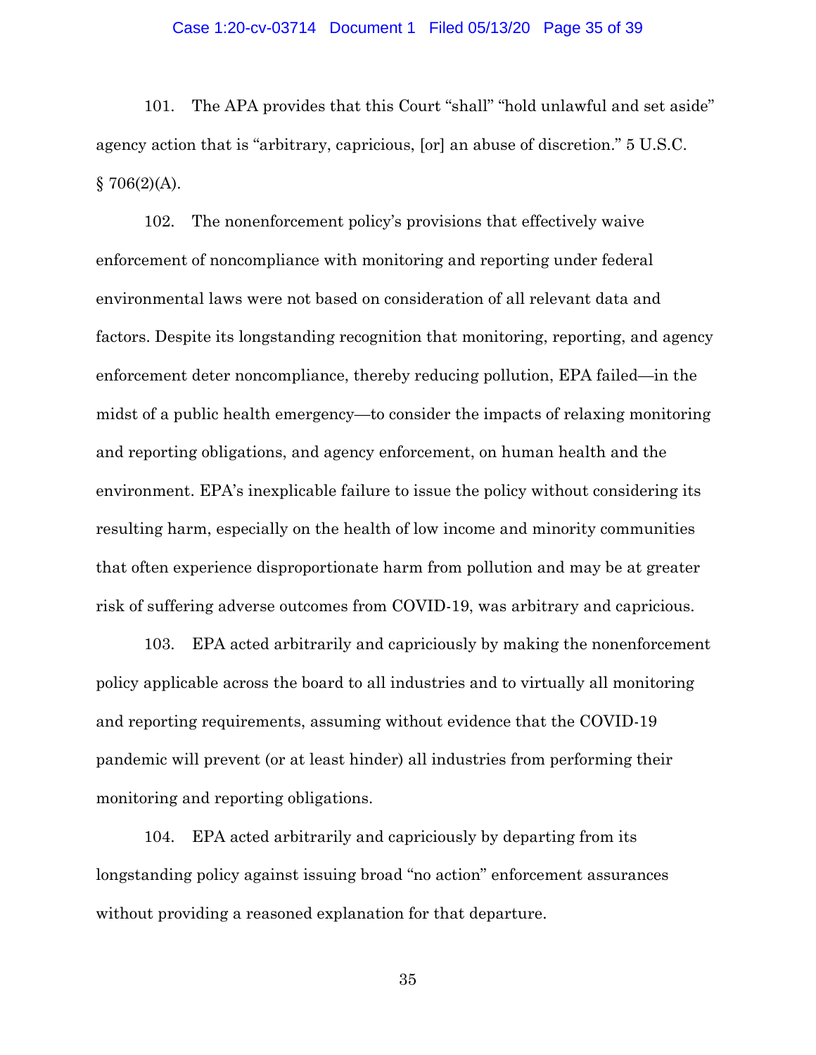101. The APA provides that this Court "shall" "hold unlawful and set aside" agency action that is "arbitrary, capricious, [or] an abuse of discretion." 5 U.S.C. § 706(2)(A).

102. The nonenforcement policy's provisions that effectively waive enforcement of noncompliance with monitoring and reporting under federal environmental laws were not based on consideration of all relevant data and factors. Despite its longstanding recognition that monitoring, reporting, and agency enforcement deter noncompliance, thereby reducing pollution, EPA failed—in the midst of a public health emergency—to consider the impacts of relaxing monitoring and reporting obligations, and agency enforcement, on human health and the environment. EPA's inexplicable failure to issue the policy without considering its resulting harm, especially on the health of low income and minority communities that often experience disproportionate harm from pollution and may be at greater risk of suffering adverse outcomes from COVID-19, was arbitrary and capricious.

103. EPA acted arbitrarily and capriciously by making the nonenforcement policy applicable across the board to all industries and to virtually all monitoring and reporting requirements, assuming without evidence that the COVID-19 pandemic will prevent (or at least hinder) all industries from performing their monitoring and reporting obligations.

104. EPA acted arbitrarily and capriciously by departing from its longstanding policy against issuing broad "no action" enforcement assurances without providing a reasoned explanation for that departure.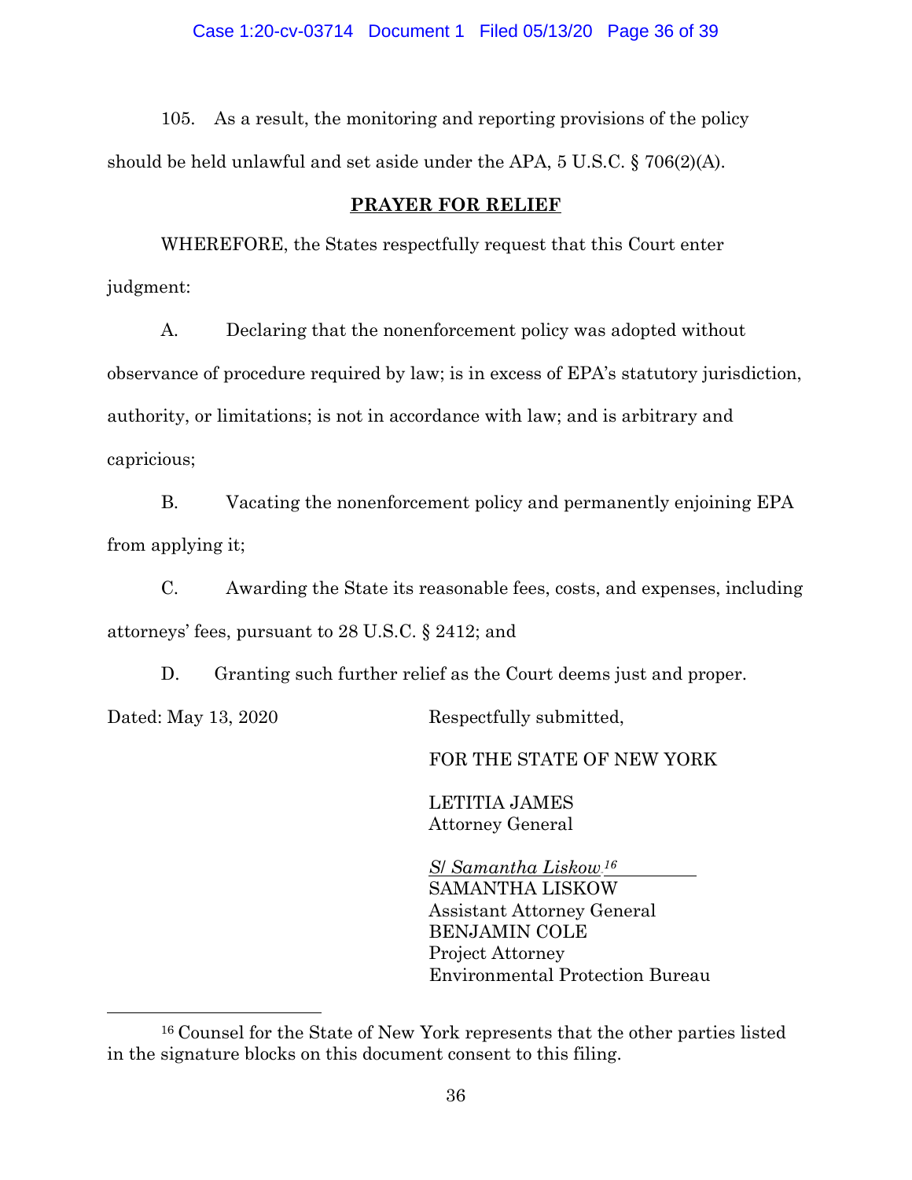105. As a result, the monitoring and reporting provisions of the policy should be held unlawful and set aside under the APA, 5 U.S.C. § 706(2)(A).

## PRAYER FOR RELIEF

WHEREFORE, the States respectfully request that this Court enter judgment:

A. Declaring that the nonenforcement policy was adopted without observance of procedure required by law; is in excess of EPA's statutory jurisdiction, authority, or limitations; is not in accordance with law; and is arbitrary and capricious;

B. Vacating the nonenforcement policy and permanently enjoining EPA from applying it;

C. Awarding the State its reasonable fees, costs, and expenses, including attorneys' fees, pursuant to 28 U.S.C. § 2412; and

D. Granting such further relief as the Court deems just and proper.

Dated: May 13, 2020

Respectfully submitted,

FOR THE STATE OF NEW YORK

LETITIA JAMES
Attorney General

*S/ Samantha Liskow*[16]
SAMANTHA LISKOW
Assistant Attorney General
BENJAMIN COLE
Project Attorney
Environmental Protection Bureau

[16] Counsel for the State of New York represents that the other parties listed in the signature blocks on this document consent to this filing.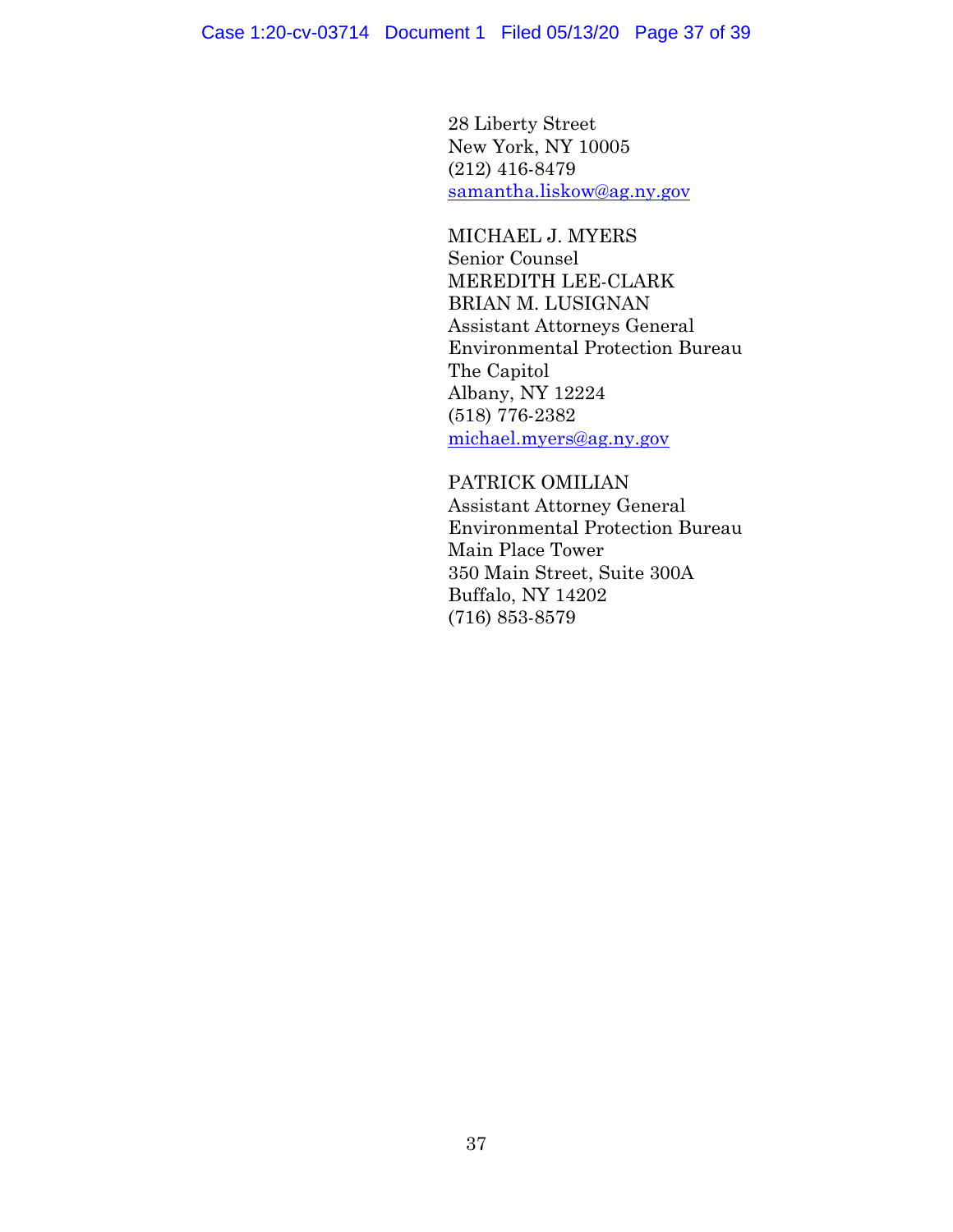28 Liberty Street
New York, NY 10005
(212) 416-8479
samantha.liskow@ag.ny.gov

MICHAEL J. MYERS
Senior Counsel
MEREDITH LEE-CLARK
BRIAN M. LUSIGNAN
Assistant Attorneys General
Environmental Protection Bureau
The Capitol
Albany, NY 12224
(518) 776-2382
michael.myers@ag.ny.gov

PATRICK OMILIAN
Assistant Attorney General
Environmental Protection Bureau
Main Place Tower
350 Main Street, Suite 300A
Buffalo, NY 14202
(716) 853-8579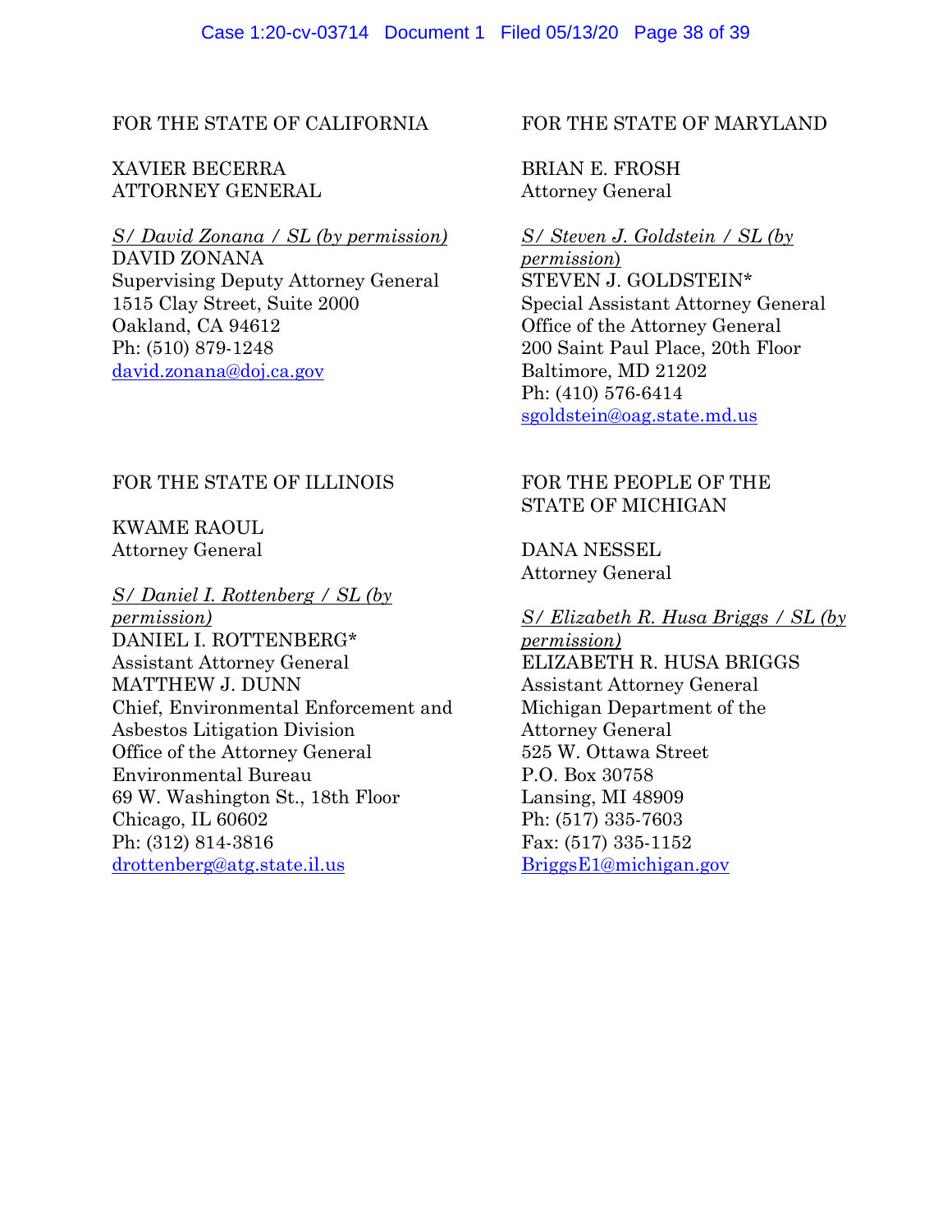FOR THE STATE OF CALIFORNIA

XAVIER BECERRA
ATTORNEY GENERAL

*S/ David Zonana / SL (by permission)*
DAVID ZONANA
Supervising Deputy Attorney General
1515 Clay Street, Suite 2000
Oakland, CA 94612
Ph: (510) 879-1248
david.zonana@doj.ca.gov

FOR THE STATE OF MARYLAND

BRIAN E. FROSH
Attorney General

*S/ Steven J. Goldstein / SL (by permission)*
STEVEN J. GOLDSTEIN*
Special Assistant Attorney General
Office of the Attorney General
200 Saint Paul Place, 20th Floor
Baltimore, MD 21202
Ph: (410) 576-6414
sgoldstein@oag.state.md.us

FOR THE STATE OF ILLINOIS

KWAME RAOUL
Attorney General

*S/ Daniel I. Rottenberg / SL (by permission)*
DANIEL I. ROTTENBERG*
Assistant Attorney General
MATTHEW J. DUNN
Chief, Environmental Enforcement and Asbestos Litigation Division
Office of the Attorney General
Environmental Bureau
69 W. Washington St., 18th Floor
Chicago, IL 60602
Ph: (312) 814-3816
drottenberg@atg.state.il.us

FOR THE PEOPLE OF THE STATE OF MICHIGAN

DANA NESSEL
Attorney General

*S/ Elizabeth R. Husa Briggs / SL (by permission)*
ELIZABETH R. HUSA BRIGGS
Assistant Attorney General
Michigan Department of the Attorney General
525 W. Ottawa Street
P.O. Box 30758
Lansing, MI 48909
Ph: (517) 335-7603
Fax: (517) 335-1152
BriggsE1@michigan.gov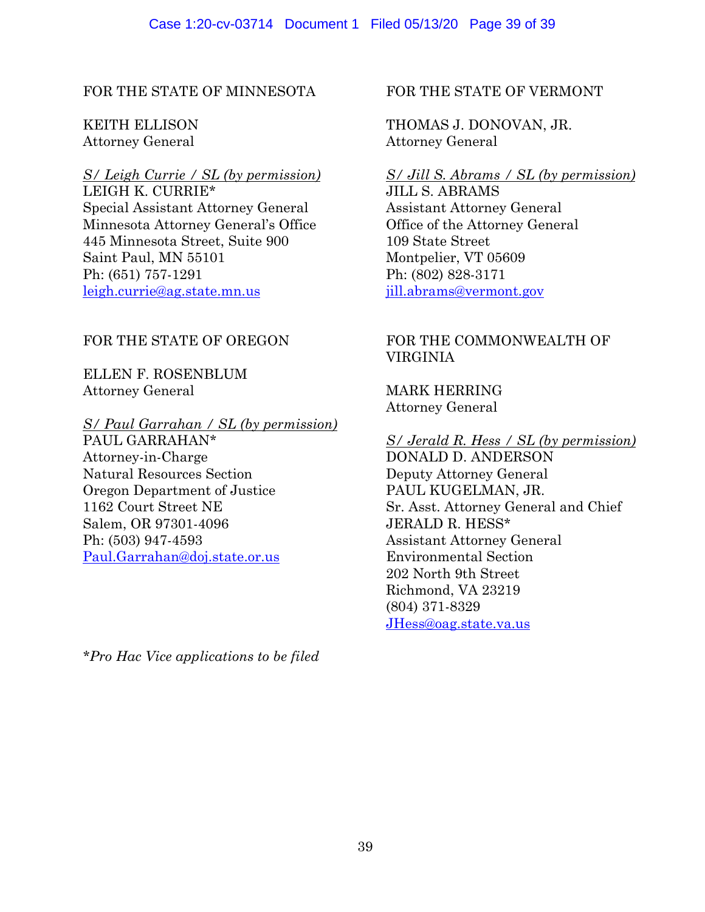FOR THE STATE OF MINNESOTA

KEITH ELLISON
Attorney General

*S/ Leigh Currie / SL (by permission)*
LEIGH K. CURRIE*
Special Assistant Attorney General
Minnesota Attorney General's Office
445 Minnesota Street, Suite 900
Saint Paul, MN 55101
Ph: (651) 757-1291
leigh.currie@ag.state.mn.us

FOR THE STATE OF OREGON

ELLEN F. ROSENBLUM
Attorney General

*S/ Paul Garrahan / SL (by permission)*
PAUL GARRAHAN*
Attorney-in-Charge
Natural Resources Section
Oregon Department of Justice
1162 Court Street NE
Salem, OR 97301-4096
Ph: (503) 947-4593
Paul.Garrahan@doj.state.or.us

FOR THE STATE OF VERMONT

THOMAS J. DONOVAN, JR.
Attorney General

*S/ Jill S. Abrams / SL (by permission)*
JILL S. ABRAMS
Assistant Attorney General
Office of the Attorney General
109 State Street
Montpelier, VT 05609
Ph: (802) 828-3171
jill.abrams@vermont.gov

FOR THE COMMONWEALTH OF VIRGINIA

MARK HERRING
Attorney General

*S/ Jerald R. Hess / SL (by permission)*
DONALD D. ANDERSON
Deputy Attorney General
PAUL KUGELMAN, JR.
Sr. Asst. Attorney General and Chief
JERALD R. HESS*
Assistant Attorney General
Environmental Section
202 North 9th Street
Richmond, VA 23219
(804) 371-8329
JHess@oag.state.va.us

**Pro Hac Vice applications to be filed*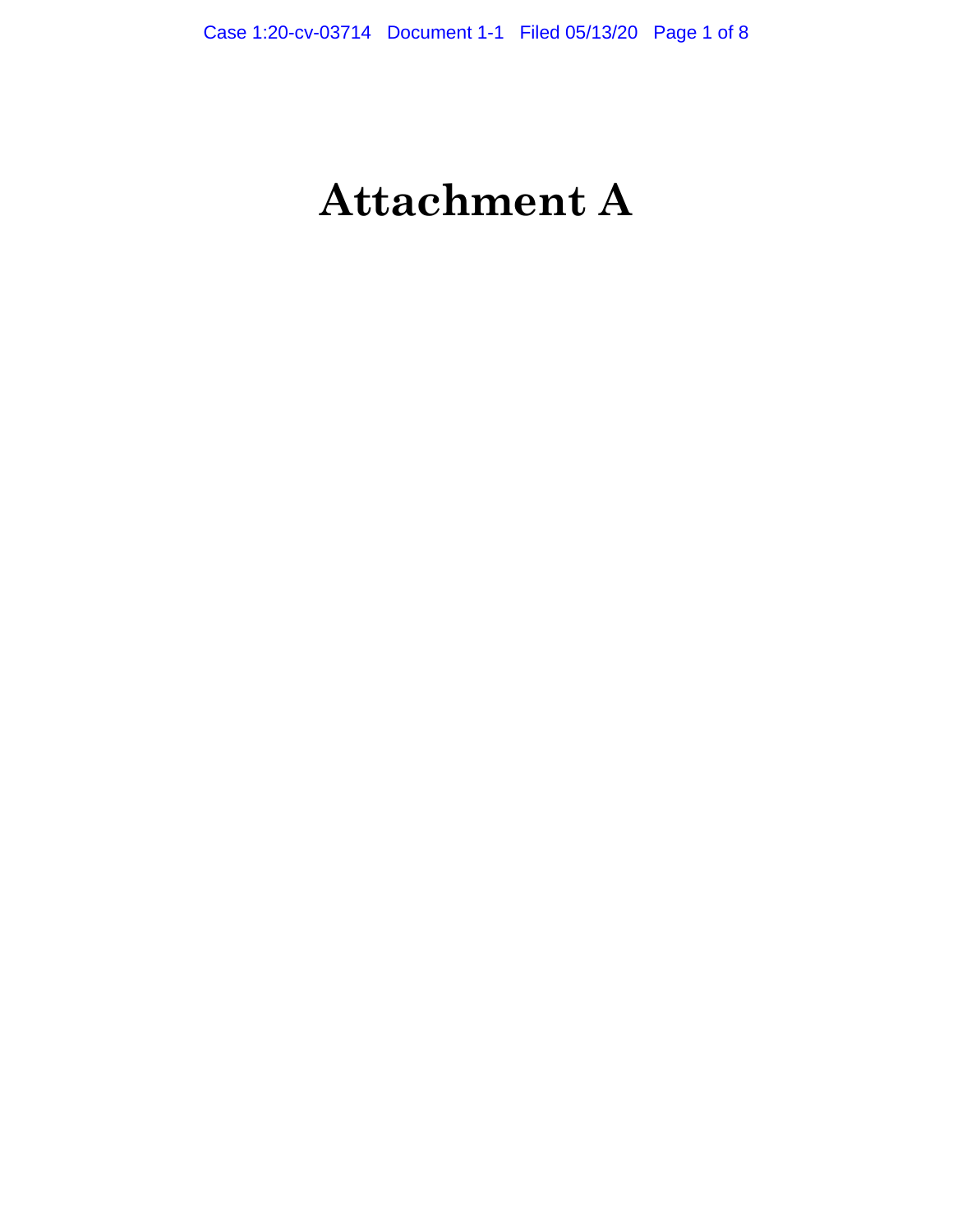# Attachment A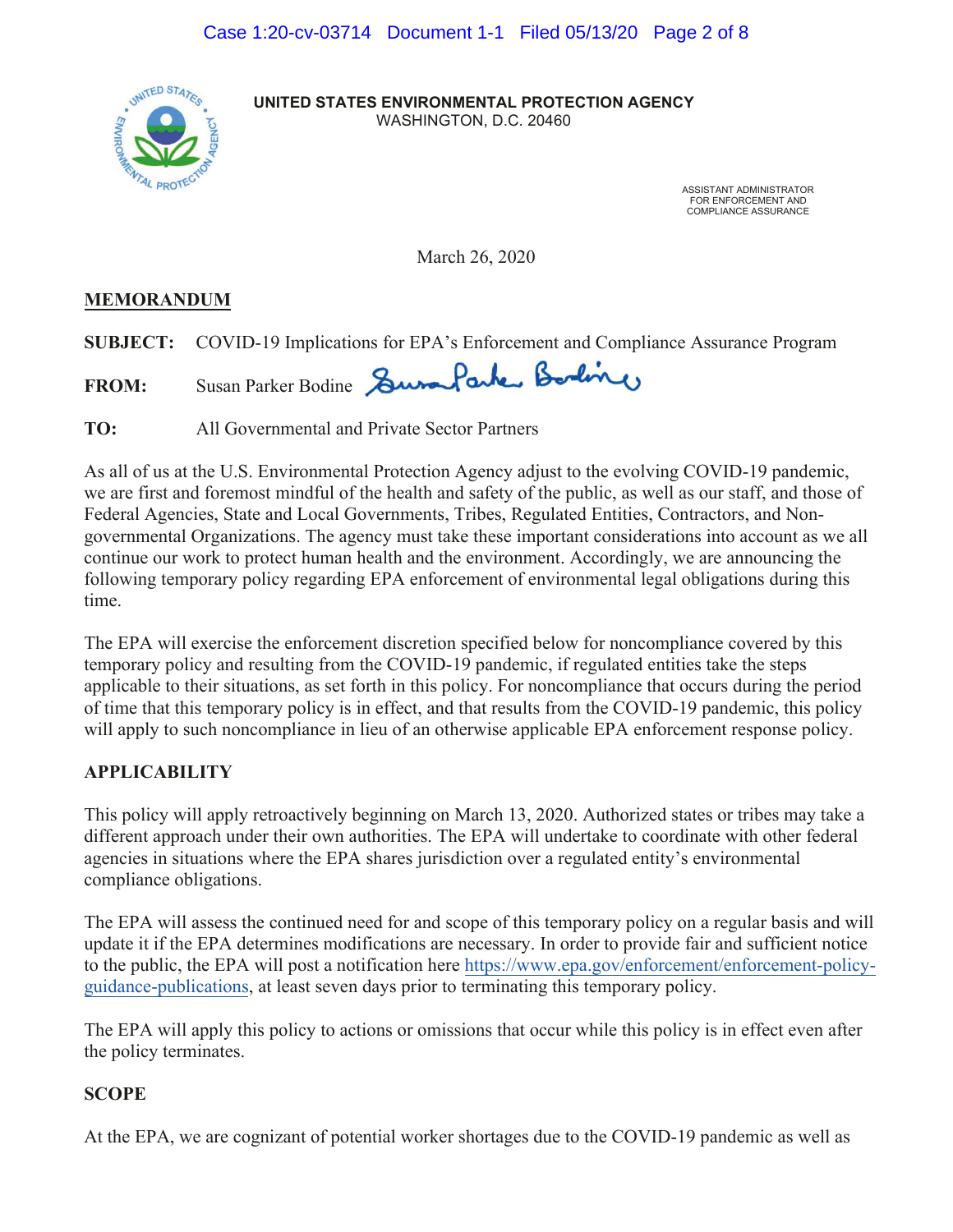**UNITED STATES ENVIRONMENTAL PROTECTION AGENCY**
WASHINGTON, D.C. 20460

ASSISTANT ADMINISTRATOR
FOR ENFORCEMENT AND
COMPLIANCE ASSURANCE

March 26, 2020

**MEMORANDUM**

**SUBJECT:** COVID-19 Implications for EPA's Enforcement and Compliance Assurance Program

**FROM:** Susan Parker Bodine

**TO:** All Governmental and Private Sector Partners

As all of us at the U.S. Environmental Protection Agency adjust to the evolving COVID-19 pandemic, we are first and foremost mindful of the health and safety of the public, as well as our staff, and those of Federal Agencies, State and Local Governments, Tribes, Regulated Entities, Contractors, and Non-governmental Organizations. The agency must take these important considerations into account as we all continue our work to protect human health and the environment. Accordingly, we are announcing the following temporary policy regarding EPA enforcement of environmental legal obligations during this time.

The EPA will exercise the enforcement discretion specified below for noncompliance covered by this temporary policy and resulting from the COVID-19 pandemic, if regulated entities take the steps applicable to their situations, as set forth in this policy. For noncompliance that occurs during the period of time that this temporary policy is in effect, and that results from the COVID-19 pandemic, this policy will apply to such noncompliance in lieu of an otherwise applicable EPA enforcement response policy.

## APPLICABILITY

This policy will apply retroactively beginning on March 13, 2020. Authorized states or tribes may take a different approach under their own authorities. The EPA will undertake to coordinate with other federal agencies in situations where the EPA shares jurisdiction over a regulated entity's environmental compliance obligations.

The EPA will assess the continued need for and scope of this temporary policy on a regular basis and will update it if the EPA determines modifications are necessary. In order to provide fair and sufficient notice to the public, the EPA will post a notification here https://www.epa.gov/enforcement/enforcement-policy-guidance-publications, at least seven days prior to terminating this temporary policy.

The EPA will apply this policy to actions or omissions that occur while this policy is in effect even after the policy terminates.

## SCOPE

At the EPA, we are cognizant of potential worker shortages due to the COVID-19 pandemic as well as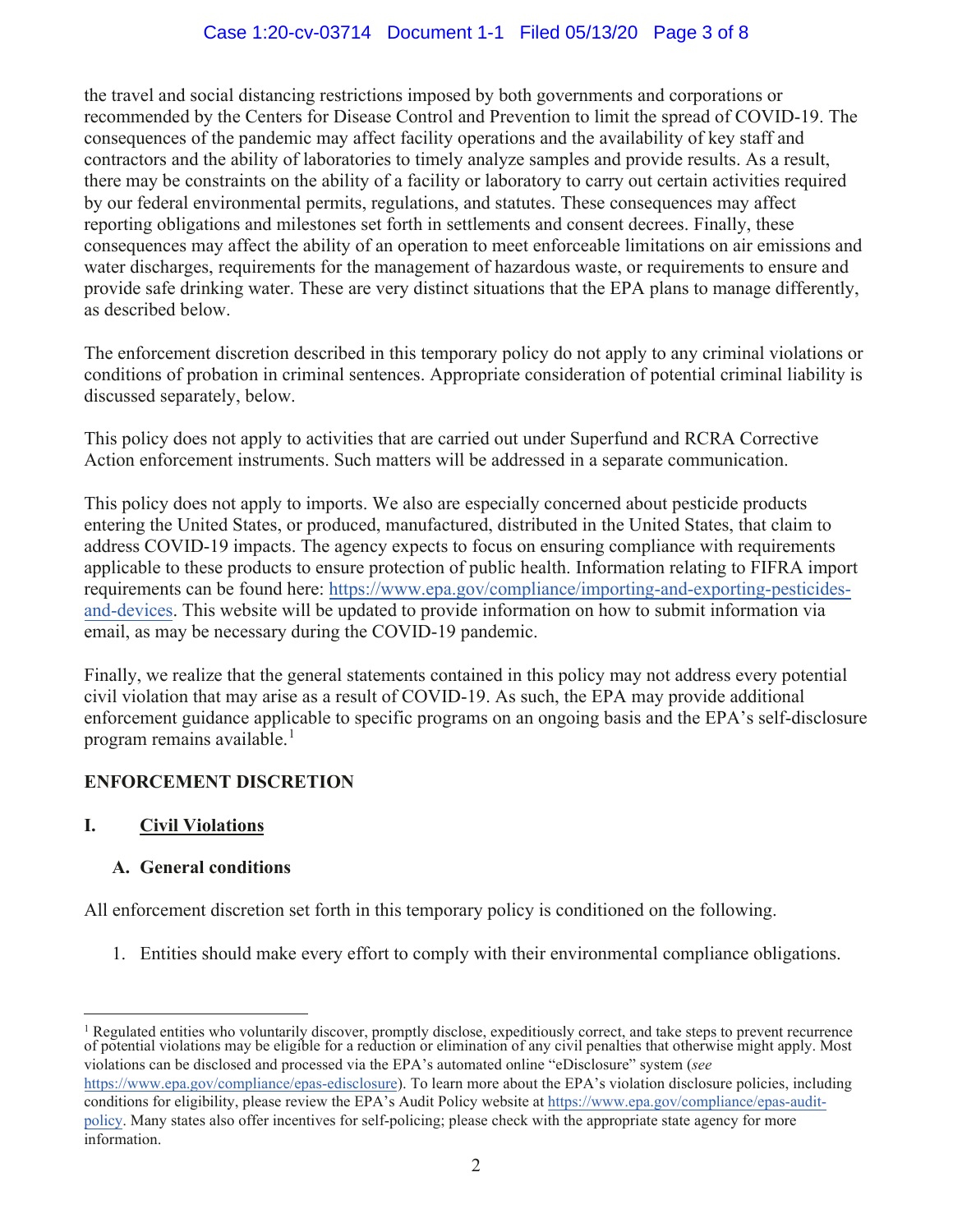the travel and social distancing restrictions imposed by both governments and corporations or recommended by the Centers for Disease Control and Prevention to limit the spread of COVID-19. The consequences of the pandemic may affect facility operations and the availability of key staff and contractors and the ability of laboratories to timely analyze samples and provide results. As a result, there may be constraints on the ability of a facility or laboratory to carry out certain activities required by our federal environmental permits, regulations, and statutes. These consequences may affect reporting obligations and milestones set forth in settlements and consent decrees. Finally, these consequences may affect the ability of an operation to meet enforceable limitations on air emissions and water discharges, requirements for the management of hazardous waste, or requirements to ensure and provide safe drinking water. These are very distinct situations that the EPA plans to manage differently, as described below.

The enforcement discretion described in this temporary policy do not apply to any criminal violations or conditions of probation in criminal sentences. Appropriate consideration of potential criminal liability is discussed separately, below.

This policy does not apply to activities that are carried out under Superfund and RCRA Corrective Action enforcement instruments. Such matters will be addressed in a separate communication.

This policy does not apply to imports. We also are especially concerned about pesticide products entering the United States, or produced, manufactured, distributed in the United States, that claim to address COVID-19 impacts. The agency expects to focus on ensuring compliance with requirements applicable to these products to ensure protection of public health. Information relating to FIFRA import requirements can be found here: https://www.epa.gov/compliance/importing-and-exporting-pesticides-and-devices. This website will be updated to provide information on how to submit information via email, as may be necessary during the COVID-19 pandemic.

Finally, we realize that the general statements contained in this policy may not address every potential civil violation that may arise as a result of COVID-19. As such, the EPA may provide additional enforcement guidance applicable to specific programs on an ongoing basis and the EPA's self-disclosure program remains available.[1]

## ENFORCEMENT DISCRETION

### I. Civil Violations

#### A. General conditions

All enforcement discretion set forth in this temporary policy is conditioned on the following.

1. Entities should make every effort to comply with their environmental compliance obligations.

---

[1] Regulated entities who voluntarily discover, promptly disclose, expeditiously correct, and take steps to prevent recurrence of potential violations may be eligible for a reduction or elimination of any civil penalties that otherwise might apply. Most violations can be disclosed and processed via the EPA's automated online "eDisclosure" system (*see* https://www.epa.gov/compliance/epas-edisclosure). To learn more about the EPA's violation disclosure policies, including conditions for eligibility, please review the EPA's Audit Policy website at https://www.epa.gov/compliance/epas-audit-policy. Many states also offer incentives for self-policing; please check with the appropriate state agency for more information.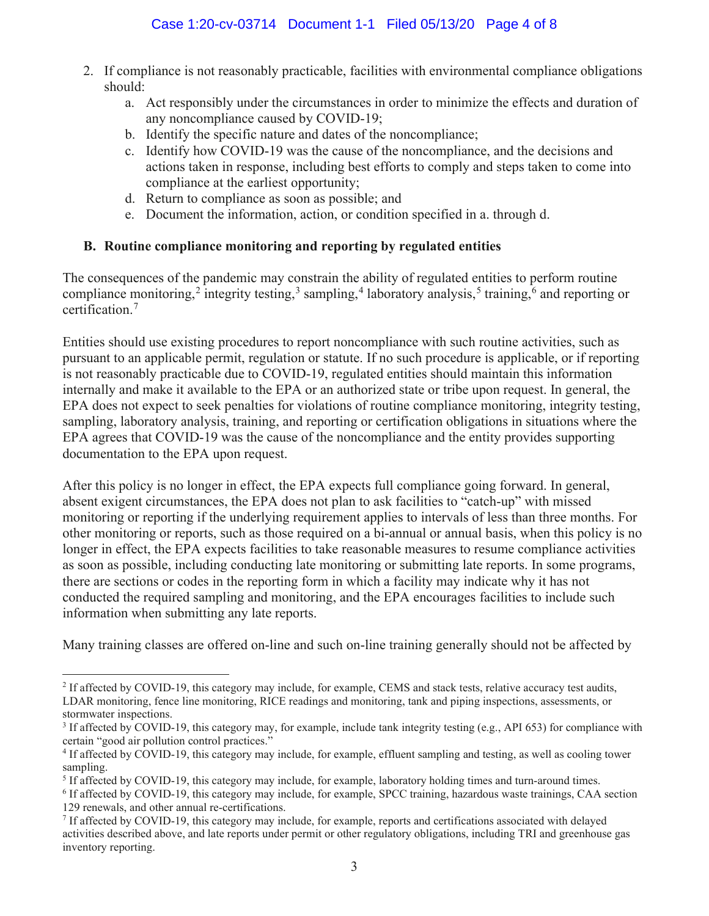2. If compliance is not reasonably practicable, facilities with environmental compliance obligations should:
   a. Act responsibly under the circumstances in order to minimize the effects and duration of any noncompliance caused by COVID-19;
   b. Identify the specific nature and dates of the noncompliance;
   c. Identify how COVID-19 was the cause of the noncompliance, and the decisions and actions taken in response, including best efforts to comply and steps taken to come into compliance at the earliest opportunity;
   d. Return to compliance as soon as possible; and
   e. Document the information, action, or condition specified in a. through d.

### B. Routine compliance monitoring and reporting by regulated entities

The consequences of the pandemic may constrain the ability of regulated entities to perform routine compliance monitoring,[2] integrity testing,[3] sampling,[4] laboratory analysis,[5] training,[6] and reporting or certification.[7]

Entities should use existing procedures to report noncompliance with such routine activities, such as pursuant to an applicable permit, regulation or statute. If no such procedure is applicable, or if reporting is not reasonably practicable due to COVID-19, regulated entities should maintain this information internally and make it available to the EPA or an authorized state or tribe upon request. In general, the EPA does not expect to seek penalties for violations of routine compliance monitoring, integrity testing, sampling, laboratory analysis, training, and reporting or certification obligations in situations where the EPA agrees that COVID-19 was the cause of the noncompliance and the entity provides supporting documentation to the EPA upon request.

After this policy is no longer in effect, the EPA expects full compliance going forward. In general, absent exigent circumstances, the EPA does not plan to ask facilities to "catch-up" with missed monitoring or reporting if the underlying requirement applies to intervals of less than three months. For other monitoring or reports, such as those required on a bi-annual or annual basis, when this policy is no longer in effect, the EPA expects facilities to take reasonable measures to resume compliance activities as soon as possible, including conducting late monitoring or submitting late reports. In some programs, there are sections or codes in the reporting form in which a facility may indicate why it has not conducted the required sampling and monitoring, and the EPA encourages facilities to include such information when submitting any late reports.

Many training classes are offered on-line and such on-line training generally should not be affected by

---

[2] If affected by COVID-19, this category may include, for example, CEMS and stack tests, relative accuracy test audits, LDAR monitoring, fence line monitoring, RICE readings and monitoring, tank and piping inspections, assessments, or stormwater inspections.

[3] If affected by COVID-19, this category may, for example, include tank integrity testing (e.g., API 653) for compliance with certain "good air pollution control practices."

[4] If affected by COVID-19, this category may include, for example, effluent sampling and testing, as well as cooling tower sampling.

[5] If affected by COVID-19, this category may include, for example, laboratory holding times and turn-around times.

[6] If affected by COVID-19, this category may include, for example, SPCC training, hazardous waste trainings, CAA section 129 renewals, and other annual re-certifications.

[7] If affected by COVID-19, this category may include, for example, reports and certifications associated with delayed activities described above, and late reports under permit or other regulatory obligations, including TRI and greenhouse gas inventory reporting.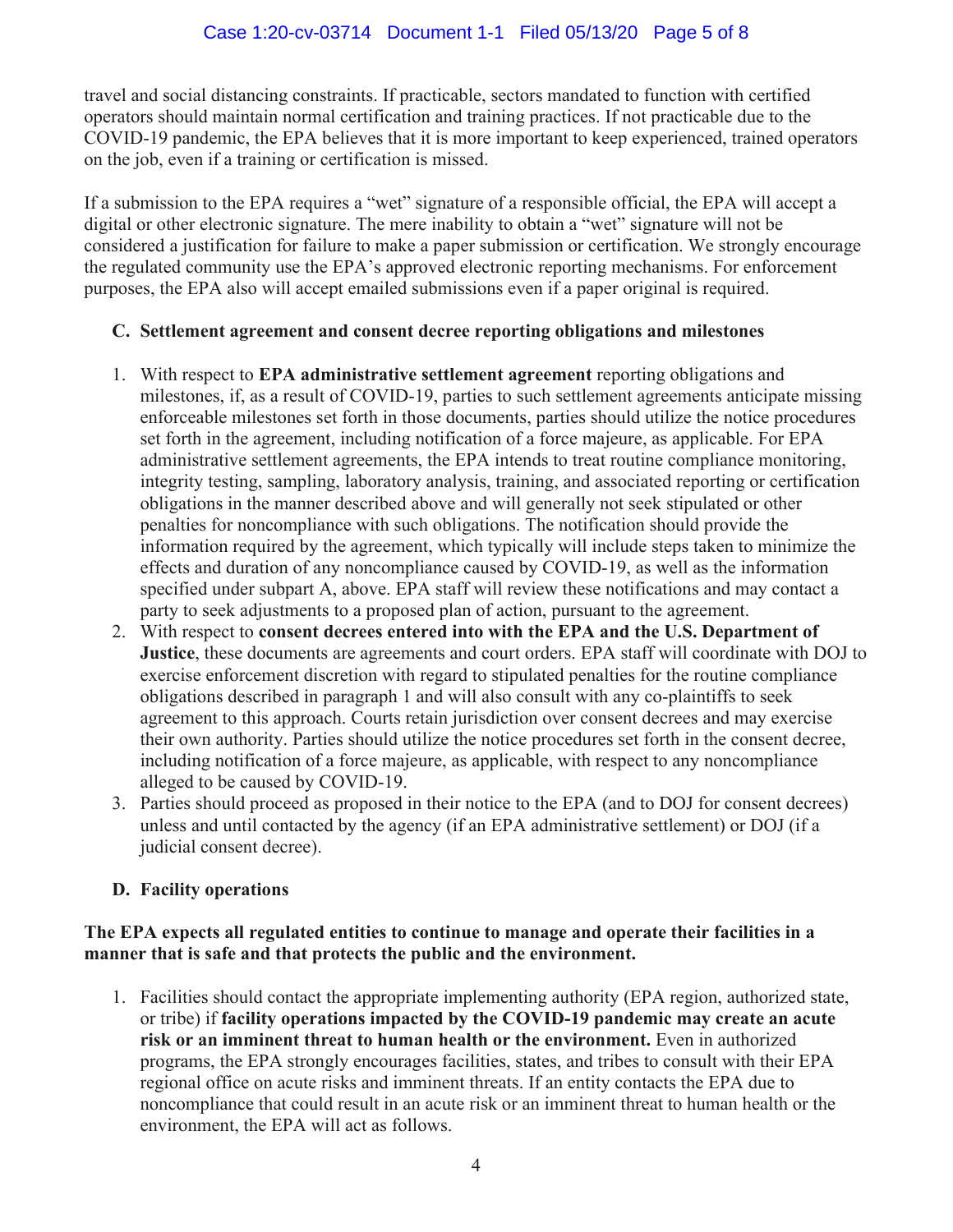travel and social distancing constraints. If practicable, sectors mandated to function with certified operators should maintain normal certification and training practices. If not practicable due to the COVID-19 pandemic, the EPA believes that it is more important to keep experienced, trained operators on the job, even if a training or certification is missed.

If a submission to the EPA requires a "wet" signature of a responsible official, the EPA will accept a digital or other electronic signature. The mere inability to obtain a "wet" signature will not be considered a justification for failure to make a paper submission or certification. We strongly encourage the regulated community use the EPA's approved electronic reporting mechanisms. For enforcement purposes, the EPA also will accept emailed submissions even if a paper original is required.

### C. Settlement agreement and consent decree reporting obligations and milestones

1. With respect to **EPA administrative settlement agreement** reporting obligations and milestones, if, as a result of COVID-19, parties to such settlement agreements anticipate missing enforceable milestones set forth in those documents, parties should utilize the notice procedures set forth in the agreement, including notification of a force majeure, as applicable. For EPA administrative settlement agreements, the EPA intends to treat routine compliance monitoring, integrity testing, sampling, laboratory analysis, training, and associated reporting or certification obligations in the manner described above and will generally not seek stipulated or other penalties for noncompliance with such obligations. The notification should provide the information required by the agreement, which typically will include steps taken to minimize the effects and duration of any noncompliance caused by COVID-19, as well as the information specified under subpart A, above. EPA staff will review these notifications and may contact a party to seek adjustments to a proposed plan of action, pursuant to the agreement.
2. With respect to **consent decrees entered into with the EPA and the U.S. Department of Justice**, these documents are agreements and court orders. EPA staff will coordinate with DOJ to exercise enforcement discretion with regard to stipulated penalties for the routine compliance obligations described in paragraph 1 and will also consult with any co-plaintiffs to seek agreement to this approach. Courts retain jurisdiction over consent decrees and may exercise their own authority. Parties should utilize the notice procedures set forth in the consent decree, including notification of a force majeure, as applicable, with respect to any noncompliance alleged to be caused by COVID-19.
3. Parties should proceed as proposed in their notice to the EPA (and to DOJ for consent decrees) unless and until contacted by the agency (if an EPA administrative settlement) or DOJ (if a judicial consent decree).

### D. Facility operations

**The EPA expects all regulated entities to continue to manage and operate their facilities in a manner that is safe and that protects the public and the environment.**

1. Facilities should contact the appropriate implementing authority (EPA region, authorized state, or tribe) if **facility operations impacted by the COVID-19 pandemic may create an acute risk or an imminent threat to human health or the environment.** Even in authorized programs, the EPA strongly encourages facilities, states, and tribes to consult with their EPA regional office on acute risks and imminent threats. If an entity contacts the EPA due to noncompliance that could result in an acute risk or an imminent threat to human health or the environment, the EPA will act as follows.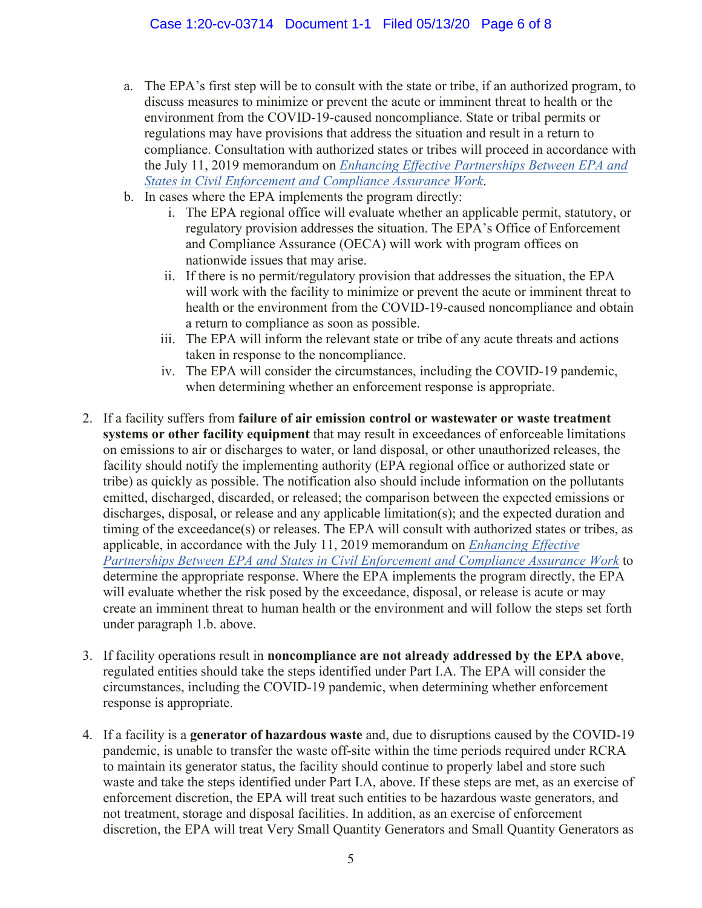a. The EPA's first step will be to consult with the state or tribe, if an authorized program, to discuss measures to minimize or prevent the acute or imminent threat to health or the environment from the COVID-19-caused noncompliance. State or tribal permits or regulations may have provisions that address the situation and result in a return to compliance. Consultation with authorized states or tribes will proceed in accordance with the July 11, 2019 memorandum on *Enhancing Effective Partnerships Between EPA and States in Civil Enforcement and Compliance Assurance Work*.

b. In cases where the EPA implements the program directly:
   i. The EPA regional office will evaluate whether an applicable permit, statutory, or regulatory provision addresses the situation. The EPA's Office of Enforcement and Compliance Assurance (OECA) will work with program offices on nationwide issues that may arise.
   ii. If there is no permit/regulatory provision that addresses the situation, the EPA will work with the facility to minimize or prevent the acute or imminent threat to health or the environment from the COVID-19-caused noncompliance and obtain a return to compliance as soon as possible.
   iii. The EPA will inform the relevant state or tribe of any acute threats and actions taken in response to the noncompliance.
   iv. The EPA will consider the circumstances, including the COVID-19 pandemic, when determining whether an enforcement response is appropriate.

2. If a facility suffers from **failure of air emission control or wastewater or waste treatment systems or other facility equipment** that may result in exceedances of enforceable limitations on emissions to air or discharges to water, or land disposal, or other unauthorized releases, the facility should notify the implementing authority (EPA regional office or authorized state or tribe) as quickly as possible. The notification also should include information on the pollutants emitted, discharged, discarded, or released; the comparison between the expected emissions or discharges, disposal, or release and any applicable limitation(s); and the expected duration and timing of the exceedance(s) or releases. The EPA will consult with authorized states or tribes, as applicable, in accordance with the July 11, 2019 memorandum on *Enhancing Effective Partnerships Between EPA and States in Civil Enforcement and Compliance Assurance Work* to determine the appropriate response. Where the EPA implements the program directly, the EPA will evaluate whether the risk posed by the exceedance, disposal, or release is acute or may create an imminent threat to human health or the environment and will follow the steps set forth under paragraph 1.b. above.

3. If facility operations result in **noncompliance are not already addressed by the EPA above**, regulated entities should take the steps identified under Part I.A. The EPA will consider the circumstances, including the COVID-19 pandemic, when determining whether enforcement response is appropriate.

4. If a facility is a **generator of hazardous waste** and, due to disruptions caused by the COVID-19 pandemic, is unable to transfer the waste off-site within the time periods required under RCRA to maintain its generator status, the facility should continue to properly label and store such waste and take the steps identified under Part I.A, above. If these steps are met, as an exercise of enforcement discretion, the EPA will treat such entities to be hazardous waste generators, and not treatment, storage and disposal facilities. In addition, as an exercise of enforcement discretion, the EPA will treat Very Small Quantity Generators and Small Quantity Generators as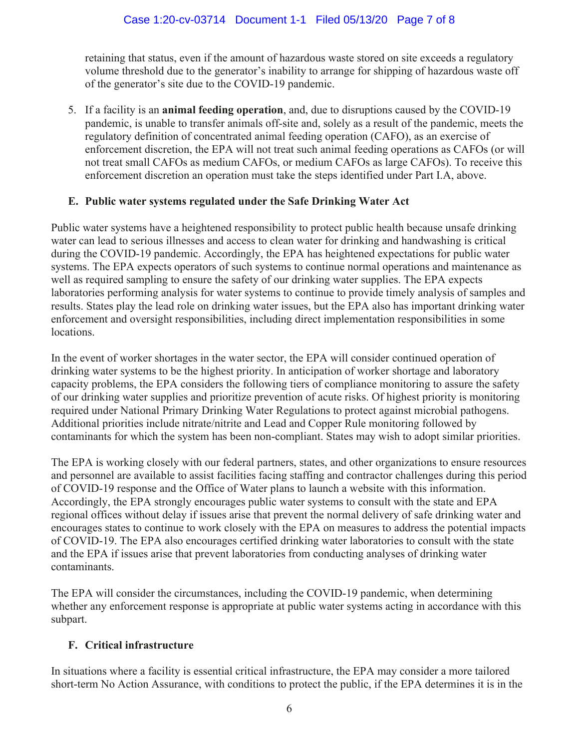retaining that status, even if the amount of hazardous waste stored on site exceeds a regulatory volume threshold due to the generator's inability to arrange for shipping of hazardous waste off of the generator's site due to the COVID-19 pandemic.

5. If a facility is an **animal feeding operation**, and, due to disruptions caused by the COVID-19 pandemic, is unable to transfer animals off-site and, solely as a result of the pandemic, meets the regulatory definition of concentrated animal feeding operation (CAFO), as an exercise of enforcement discretion, the EPA will not treat such animal feeding operations as CAFOs (or will not treat small CAFOs as medium CAFOs, or medium CAFOs as large CAFOs). To receive this enforcement discretion an operation must take the steps identified under Part I.A, above.

### E. Public water systems regulated under the Safe Drinking Water Act

Public water systems have a heightened responsibility to protect public health because unsafe drinking water can lead to serious illnesses and access to clean water for drinking and handwashing is critical during the COVID-19 pandemic. Accordingly, the EPA has heightened expectations for public water systems. The EPA expects operators of such systems to continue normal operations and maintenance as well as required sampling to ensure the safety of our drinking water supplies. The EPA expects laboratories performing analysis for water systems to continue to provide timely analysis of samples and results. States play the lead role on drinking water issues, but the EPA also has important drinking water enforcement and oversight responsibilities, including direct implementation responsibilities in some locations.

In the event of worker shortages in the water sector, the EPA will consider continued operation of drinking water systems to be the highest priority. In anticipation of worker shortage and laboratory capacity problems, the EPA considers the following tiers of compliance monitoring to assure the safety of our drinking water supplies and prioritize prevention of acute risks. Of highest priority is monitoring required under National Primary Drinking Water Regulations to protect against microbial pathogens. Additional priorities include nitrate/nitrite and Lead and Copper Rule monitoring followed by contaminants for which the system has been non-compliant. States may wish to adopt similar priorities.

The EPA is working closely with our federal partners, states, and other organizations to ensure resources and personnel are available to assist facilities facing staffing and contractor challenges during this period of COVID-19 response and the Office of Water plans to launch a website with this information. Accordingly, the EPA strongly encourages public water systems to consult with the state and EPA regional offices without delay if issues arise that prevent the normal delivery of safe drinking water and encourages states to continue to work closely with the EPA on measures to address the potential impacts of COVID-19. The EPA also encourages certified drinking water laboratories to consult with the state and the EPA if issues arise that prevent laboratories from conducting analyses of drinking water contaminants.

The EPA will consider the circumstances, including the COVID-19 pandemic, when determining whether any enforcement response is appropriate at public water systems acting in accordance with this subpart.

### F. Critical infrastructure

In situations where a facility is essential critical infrastructure, the EPA may consider a more tailored short-term No Action Assurance, with conditions to protect the public, if the EPA determines it is in the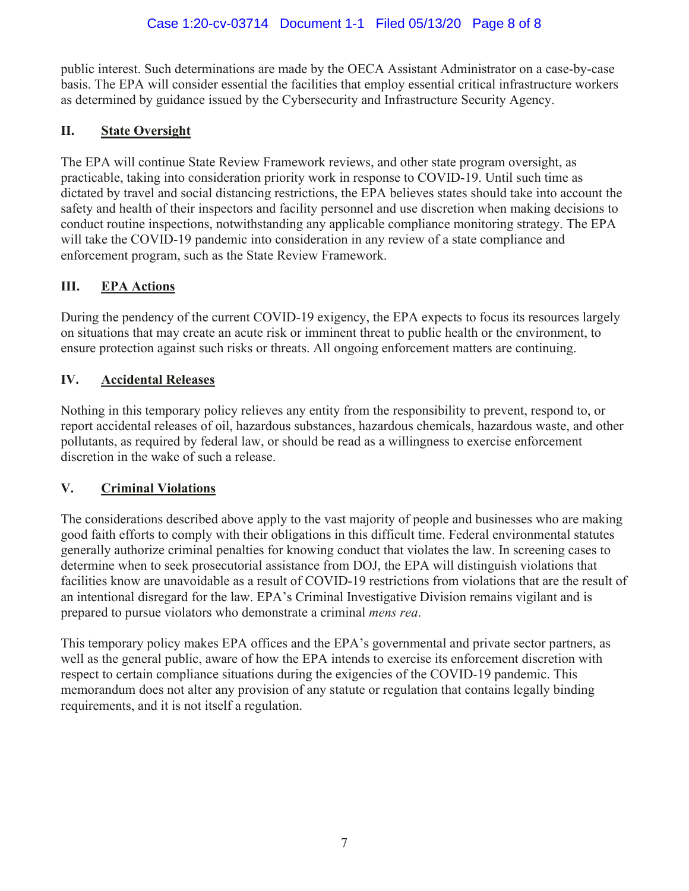public interest. Such determinations are made by the OECA Assistant Administrator on a case-by-case basis. The EPA will consider essential the facilities that employ essential critical infrastructure workers as determined by guidance issued by the Cybersecurity and Infrastructure Security Agency.

## II. State Oversight

The EPA will continue State Review Framework reviews, and other state program oversight, as practicable, taking into consideration priority work in response to COVID-19. Until such time as dictated by travel and social distancing restrictions, the EPA believes states should take into account the safety and health of their inspectors and facility personnel and use discretion when making decisions to conduct routine inspections, notwithstanding any applicable compliance monitoring strategy. The EPA will take the COVID-19 pandemic into consideration in any review of a state compliance and enforcement program, such as the State Review Framework.

## III. EPA Actions

During the pendency of the current COVID-19 exigency, the EPA expects to focus its resources largely on situations that may create an acute risk or imminent threat to public health or the environment, to ensure protection against such risks or threats. All ongoing enforcement matters are continuing.

## IV. Accidental Releases

Nothing in this temporary policy relieves any entity from the responsibility to prevent, respond to, or report accidental releases of oil, hazardous substances, hazardous chemicals, hazardous waste, and other pollutants, as required by federal law, or should be read as a willingness to exercise enforcement discretion in the wake of such a release.

## V. Criminal Violations

The considerations described above apply to the vast majority of people and businesses who are making good faith efforts to comply with their obligations in this difficult time. Federal environmental statutes generally authorize criminal penalties for knowing conduct that violates the law. In screening cases to determine when to seek prosecutorial assistance from DOJ, the EPA will distinguish violations that facilities know are unavoidable as a result of COVID-19 restrictions from violations that are the result of an intentional disregard for the law. EPA's Criminal Investigative Division remains vigilant and is prepared to pursue violators who demonstrate a criminal *mens rea*.

This temporary policy makes EPA offices and the EPA's governmental and private sector partners, as well as the general public, aware of how the EPA intends to exercise its enforcement discretion with respect to certain compliance situations during the exigencies of the COVID-19 pandemic. This memorandum does not alter any provision of any statute or regulation that contains legally binding requirements, and it is not itself a regulation.